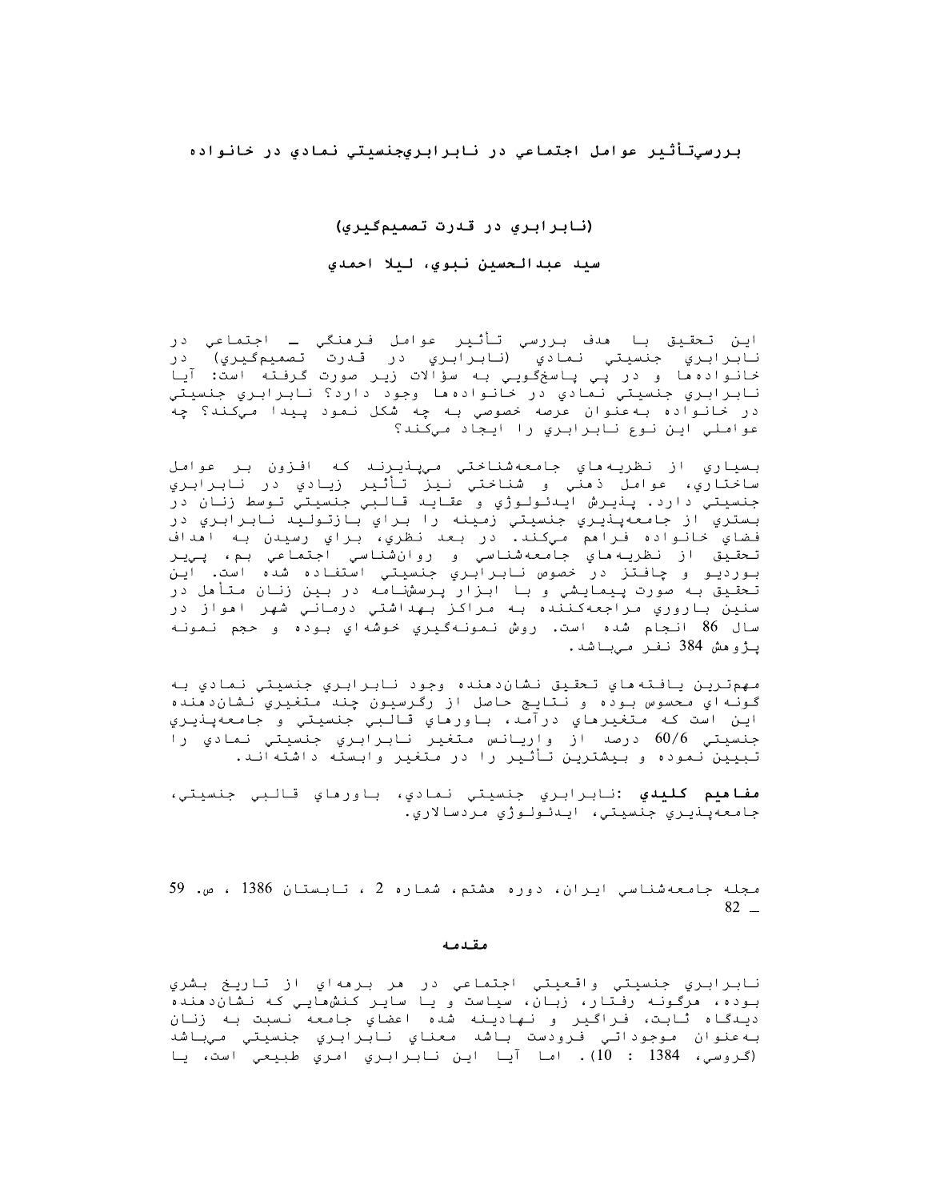# بررسي‌تأثير عوامل اجتماعي در نابرابري‌جنسيتي نمادي در خانواده

## (نابرابري در قدرت تصميم‌گيري)

**سيد عبدالحسين نبوي، ليلا احمدي**

اين تحقيق با هدف بررسي تأثير عوامل فرهنگي ـ اجتماعي در نابرابري جنسيتي نمادي (نابرابري در قدرت تصميم‌گيري) در خانواده‌ها و در پي پاسخ‌گويي به سؤالات زير صورت گرفته است: آيا نابرابري جنسيتي نمادي در خانواده‌ها وجود دارد؟ نابرابري جنسيتي در خانواده به‌عنوان عرصه خصوصي به چه شكل نمود پيدا مي‌كند؟ چه عواملي اين نوع نابرابري را ايجاد مي‌كند؟

بسياري از نظريه‌هاي جامعه‌شناختي مي‌پذيرند كه افزون بر عوامل ساختاري، عوامل ذهني و شناختي نيز تأثير زيادي در نابرابري جنسيتي دارد. پذيرش ايدئولوژي و عقايد قالبي جنسيتي توسط زنان در بستري از جامعه‌پذيري جنسيتي زمينه را براي بازتوليد نابرابري در فضاي خانواده فراهم مي‌كند. در بعد نظري، براي رسيدن به اهداف تحقيق از نظريه‌هاي جامعه‌شناسي و روان‌شناسي اجتماعي بم، پي‌ير بورديو و چافتز در خصوص نابرابري جنسيتي استفاده شده است. اين تحقيق به صورت پيمايشي و با ابزار پرسشنامه در بين زنان متأهل در سنين باروري مراجعه‌كننده به مراكز بهداشتي درماني شهر اهواز در سال 86 انجام شده است. روش نمونه‌گيري خوشه‌اي بوده و حجم نمونه پژوهش 384 نفر مي‌باشد.

مهم‌ترين يافته‌هاي تحقيق نشان‌دهنده وجود نابرابري جنسيتي نمادي به گونه‌اي محسوس بوده و نتايج حاصل از رگرسيون چند متغيري نشان‌دهنده اين است كه متغيرهاي درآمد، باورهاي قالبي جنسيتي و جامعه‌پذيري جنسيتي 60/6 درصد از واريانس متغير نابرابري جنسيتي نمادي را تبيين نموده و بيشترين تأثير را در متغير وابسته داشته‌اند.

**مفاهيم كليدي**: نابرابري جنسيتي نمادي، باورهاي قالبي جنسيتي، جامعه‌پذيري جنسيتي، ايدئولوژي مردسالاري.

مجله جامعه‌شناسي ايران، دوره هشتم، شماره 2 ، تابستان 1386 ، ص. 59 ـ 82

## مقدمه

نابرابري جنسيتي واقعيتي اجتماعي در هر برهه‌اي از تاريخ بشري بوده، هرگونه رفتار، زبان، سياست و يا ساير كنش‌هايي كه نشان‌دهنده ديدگاه ثابت، فراگير و نهادينه شده اعضاي جامعه نسبت به زنان به‌عنوان موجوداتي فرودست باشد معناي نابرابري جنسيتي مي‌باشد (گروسي، 1384 : 10). اما آيا اين نابرابري امري طبيعي است، يا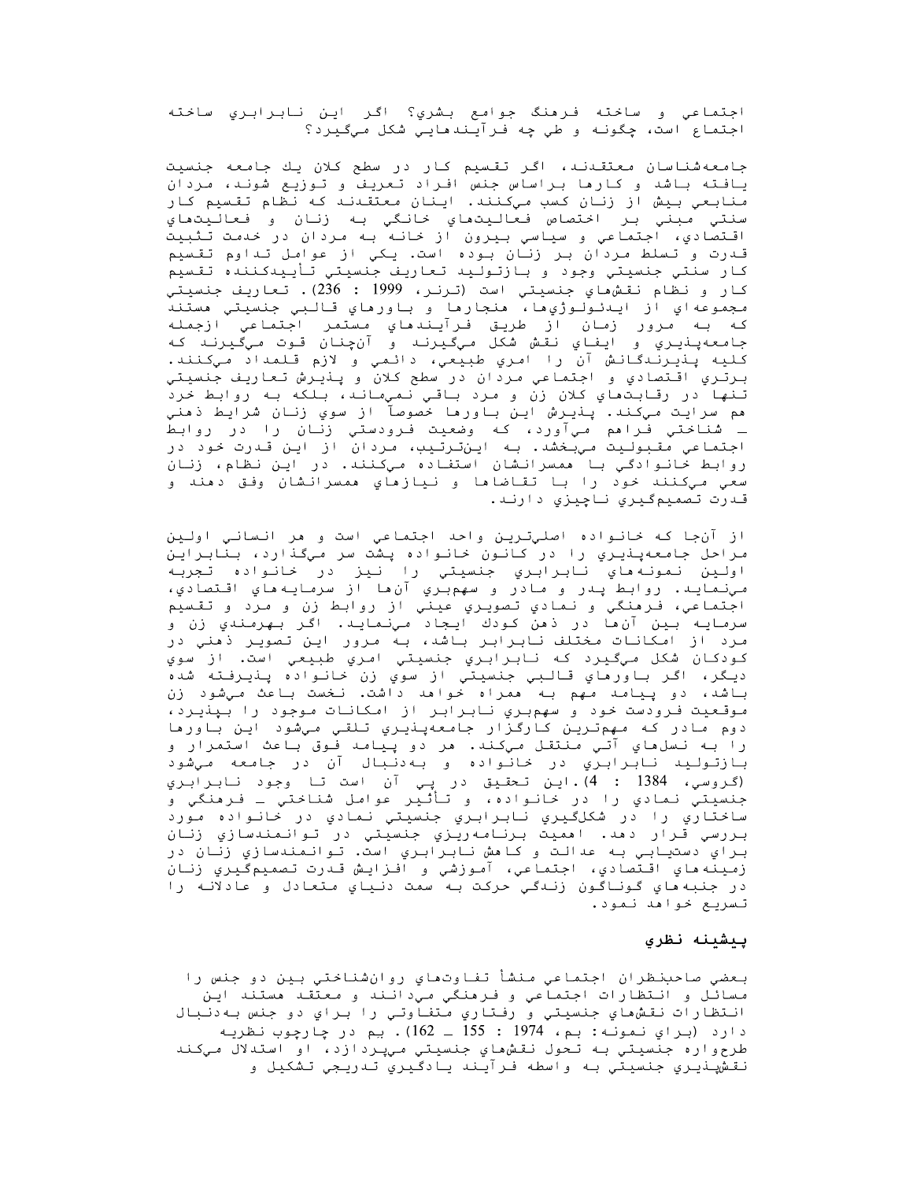اجتماعي و ساخته فرهنگ جوامع بشري؟ اگر اين نابرابري ساخته اجتماع است، چگونه و طي چه فرآيندهايي شكل مي‌گيرد؟

جامعه‌شناسان معتقدند، اگر تقسيم كار در سطح كلان يك جامعه جنسيت يافته باشد و كارها براساس جنس افراد تعريف و توزيع شوند، مردان منابعي بيش از زنان كسب مي‌كنند. اينان معتقدند كه نظام تقسيم كار سنتي مبني بر اختصاص فعاليت‌هاي خانگي به زنان و فعاليت‌هاي اقتصادي، اجتماعي و سياسي بيرون از خانه به مردان در خدمت تثبيت قدرت و تسلط مردان بر زنان بوده است. يكي از عوامل تداوم تقسيم كار سنتي جنسيتي وجود و بازتوليد تعاريف جنسيتي تأييدكننده تقسيم كار و نظام نقش‌هاي جنسيتي است (ترنر، 1999 : 236). تعاريف جنسيتي مجموعه‌اي از ايدئولوژي‌ها، هنجارها و باورهاي قالبي جنسيتي هستند كه به مرور زمان از طريق فرآيندهاي مستمر اجتماعي ازجمله جامعه‌پذيري و ايفاي نقش شكل مي‌گيرند و آن‌چنان قوت مي‌گيرند كه كليه پذيرندگانش آن را امري طبيعي، دائمي و لازم قلمداد مي‌كنند. برتري اقتصادي و اجتماعي مردان در سطح كلان و پذيرش تعاريف جنسيتي تنها در رقابت‌هاي كلان زن و مرد باقي نمي‌ماند، بلكه به روابط خرد هم سرايت مي‌كند. پذيرش اين باورها خصوصاً از سوي زنان شرايط ذهني ـ شناختي فراهم مي‌آورد، كه وضعيت فرودستي زنان را در روابط اجتماعي مقبوليت مي‌بخشد. به اين‌ترتيب، مردان از اين قدرت خود در روابط خانوادگي با همسرانشان استفاده مي‌كنند. در اين نظام، زنان سعي مي‌كنند خود را با تقاضاها و نيازهاي همسرانشان وفق دهند و قدرت تصميم‌گيري ناچيزي دارند.

از آن‌جا كه خانواده اصلي‌ترين واحد اجتماعي است و هر انساني اولين مراحل جامعه‌پذيري را در كانون خانواده پشت سر مي‌گذارد، بنابراين اولين نمونه‌هاي نابرابري جنسيتي را نيز در خانواده تجربه مي‌نمايد. روابط پدر و مادر و سهم‌بري آن‌ها از سرمايه‌هاي اقتصادي، اجتماعي، فرهنگي و نمادي تصويري عيني از روابط زن و مرد و تقسيم سرمايه بين آن‌ها در ذهن كودك ايجاد مي‌نمايد. اگر بهرمندي زن و مرد از امكانات مختلف نابرابر باشد، به مرور اين تصوير ذهني در كودكان شكل مي‌گيرد كه نابرابري جنسيتي امري طبيعي است. از سوي ديگر، اگر باورهاي قالبي جنسيتي از سوي زن خانواده پذيرفته شده باشد، دو پيامد مهم به همراه خواهد داشت. نخست باعث مي‌شود زن موقعيت فرودست خود و سهم‌بري نابرابر از امكانات موجود را بپذيرد، دوم مادر كه مهم‌ترين كارگزار جامعه‌پذيري تلقي مي‌شود اين باورها را به نسل‌هاي آتي منتقل مي‌كند. هر دو پيامد فوق باعث استمرار و بازتوليد نابرابري در خانواده و به‌دنبال آن در جامعه مي‌شود (گروسي، 1384 : 4). اين تحقيق در پي آن است تا وجود نابرابري جنسيتي نمادي را در خانواده، و تأثير عوامل شناختي ـ فرهنگي و ساختاري را در شكل‌گيري نابرابري جنسيتي نمادي در خانواده مورد بررسي قرار دهد. اهميت برنامه‌ريزي جنسيتي در توانمندسازي زنان براي دستيابي به عدالت و كاهش نابرابري است. توانمندسازي زنان در زمينه‌هاي اقتصادي، اجتماعي، آموزشي و افزايش قدرت تصميم‌گيري زنان در جنبه‌هاي گوناگون زندگي حركت به سمت دنياي متعادل و عادلانه را تسريع خواهد نمود.

## پيشينه نظري

بعضي صاحب‌نظران اجتماعي منشأ تفاوت‌هاي روان‌شناختي بين دو جنس را مسائل و انتظارات اجتماعي و فرهنگي مي‌دانند و معتقد هستند اين انتظارات نقش‌هاي جنسيتي و رفتاري متفاوتي را براي دو جنس به‌دنبال دارد (براي نمونه: بم، 1974 : 155 ـ 162). بم در چارچوب نظريه طرحواره جنسيتي به تحول نقش‌هاي جنسيتي مي‌پردازد، او استدلال مي‌كند نقش‌پذيري جنسيتي به واسطه فرآيند يادگيري تدريجي تشكيل و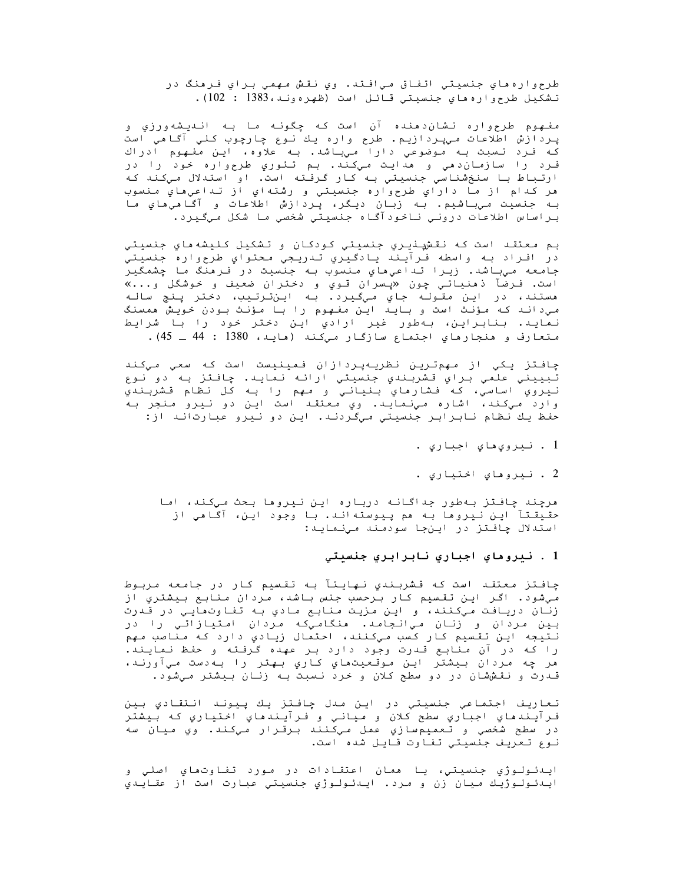طرحواره‌هاي جنسيتي اتفاق مي‌افتد. وي نقش مهمي براي فرهنگ در تشكيل طرحواره‌هاي جنسيتي قائل است (ظهره‌وند،1383 : 102).

مفهوم طرحواره نشان‌دهنده آن است كه چگونه ما به انديشه‌ورزي و پردازش اطلاعات مي‌پردازيم. طرح واره يك نوع چارچوب كلي آگاهي است كه فرد نسبت به موضوعي دارا مي‌باشد. به علاوه، اين مفهوم ادراك فرد را سازمان‌دهي و هدايت مي‌كند. بم تئوري طرحواره خود را در ارتباط با سنخ‌شناسي جنسيتي به كار گرفته است. او استدلال مي‌كند كه هر كدام از ما داراي طرحواره جنسيتي و رشته‌اي از تداعي‌هاي منسوب به جنسيت مي‌باشيم. به زبان ديگر، پردازش اطلاعات و آگاهي‌هاي ما براساس اطلاعات دروني ناخودآگاه جنسيتي شخصي ما شكل مي‌گيرد.

بم معتقد است كه نقش‌پذيري جنسيتي كودكان و تشكيل كليشه‌هاي جنسيتي در افراد به واسطه فرآيند يادگيري تدريجي محتواي طرحواره جنسيتي جامعه مي‌باشد. زيرا تداعي‌هاي منسوب به جنسيت در فرهنگ ما چشمگير است. فرضاً ذهنياتي چون «پسران قوي و دختران ضعيف و خوشگل و...» هستند، در اين مقوله جاي مي‌گيرد. به اين‌ترتيب، دختر پنج ساله مي‌داند كه مؤنث است و بايد اين مفهوم را با مؤنث بودن خويش همسنگ نمايد. بنابراين، به‌طور غير ارادي اين دختر خود را با شرايط متعارف و هنجارهاي اجتماع سازگار مي‌كند (هايد، 1380 : 44 ـ 45).

چافتز يكي از مهمترين نظريه‌پردازان فمينيست است كه سعي مي‌كند تبييني علمي براي قشربندي جنسيتي ارائه نمايد. چافتز به دو نوع نيروي اساسي، كه فشارهاي بنياني و مهم را به كل نظام قشربندي وارد مي‌كند، اشاره مي‌نمايد. وي معتقد است اين دو نيرو منجر به حفظ يك نظام نابرابر جنسيتي مي‌گردند. اين دو نيرو عبارت‌اند از:

1 . نيروي‌هاي اجباري .

2 . نيروهاي اختياري .

هرچند چافتز به‌طور جداگانه درباره اين نيروها بحث مي‌كند، اما حقيقتاً اين نيروها به هم پيوسته‌اند. با وجود اين، آگاهي از استدلال چافتز در اين‌جا سودمند مي‌نمايد:

### 1 . نيروهاي اجباري نابرابري جنسيتي

چافتز معتقد است كه قشربندي نهايتاً به تقسيم كار در جامعه مربوط مي‌شود. اگر اين تقسيم كار برحسب جنس باشد، مردان منابع بيشتري از زنان دريافت مي‌كنند، و اين مزيت منابع مادي به تفاوت‌هايي در قدرت بين مردان و زنان مي‌انجامد. هنگامي‌كه مردان امتيازاتي را در نتيجه اين تقسيم كار كسب مي‌كنند، احتمال زيادي دارد كه مناصب مهم را كه در آن منابع قدرت وجود دارد بر عهده گرفته و حفظ نمايند. هر چه مردان بيشتر اين موقعيت‌هاي كاري بهتر را به‌دست مي‌آورند، قدرت و نقششان در دو سطح كلان و خرد نسبت به زنان بيشتر مي‌شود.

تعاريف اجتماعي جنسيتي در اين مدل چافتز يك پيوند انتقادي بين فرآيندهاي اجباري سطح كلان و مياني و فرآيندهاي اختياري كه بيشتر در سطح شخصي و تعميم‌سازي عمل مي‌كنند برقرار مي‌كند. وي ميان سه نوع تعريف جنسيتي تفاوت قايل شده است.

ايدئولوژي جنسيتي، يا همان اعتقادات در مورد تفاوت‌هاي اصلي و ايدئولوژيك ميان زن و مرد. ايدئولوژي جنسيتي عبارت است از عقايدي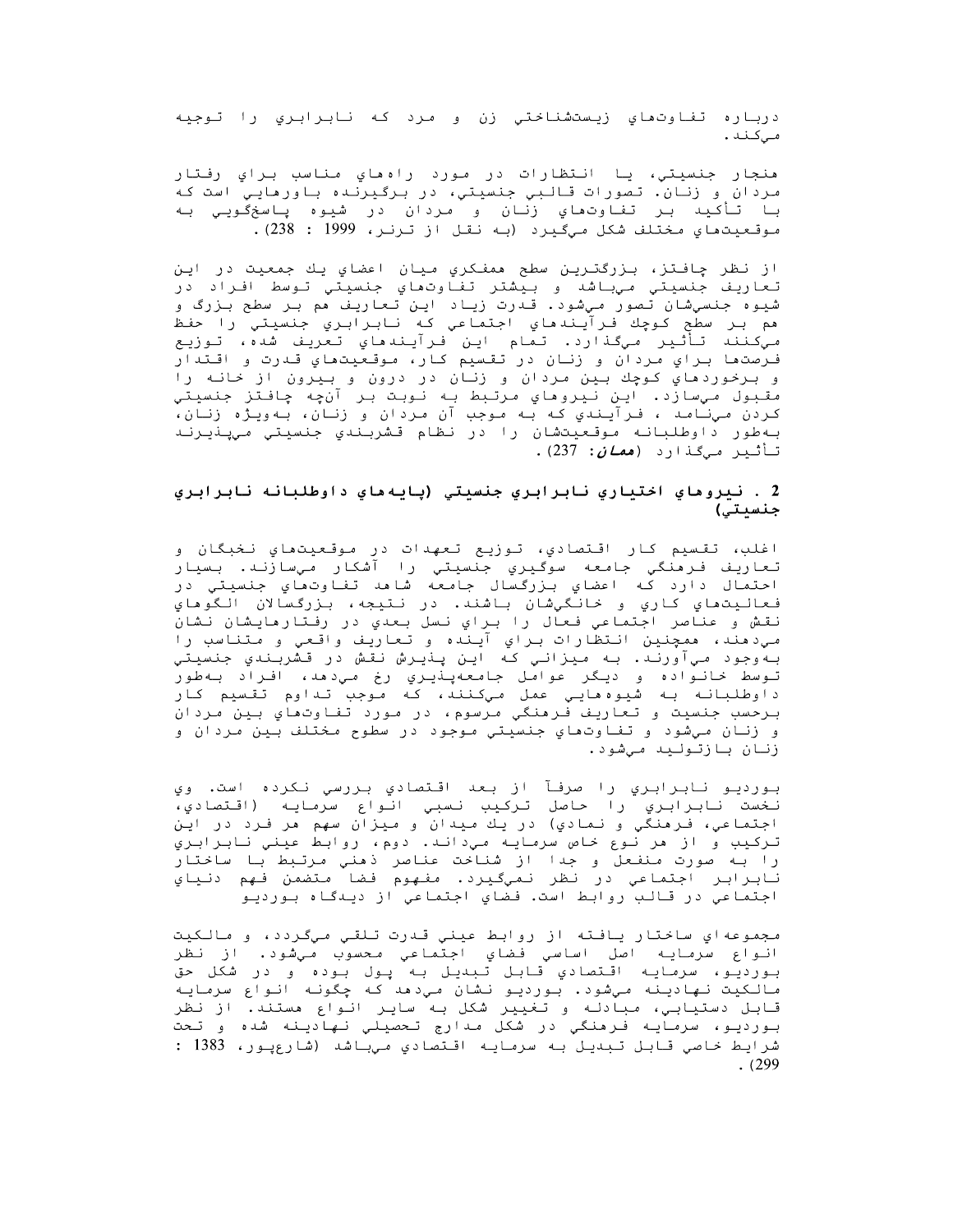درباره تفاوت‌هاي زيست‌شناختي زن و مرد كه نابرابري را توجيه مي‌كند.

هنجار جنسيتي، يا انتظارات در مورد راه‌هاي مناسب براي رفتار مردان و زنان. تصورات قالبي جنسيتي، در برگيرنده باورهايي است كه با تأكيد بر تفاوت‌هاي زنان و مردان در شيوه پاسخگويي به موقعيت‌هاي مختلف شكل مي‌گيرد (به نقل از ترنر، 1999 : 238).

از نظر چافتز، بزرگترين سطح همفكري ميان اعضاي يك جمعيت در اين تعاريف جنسيتي مي‌باشد و بيشتر تفاوت‌هاي جنسيتي توسط افراد در شيوه جنسي‌شان تصور مي‌شود. قدرت زياد اين تعاريف هم بر سطح بزرگ و هم بر سطح كوچك فرآيندهاي اجتماعي كه نابرابري جنسيتي را حفظ مي‌كنند تأثير مي‌گذارد. تمام اين فرآيندهاي تعريف شده، توزيع فرصت‌ها براي مردان و زنان در تقسيم كار، موقعيت‌هاي قدرت و اقتدار و برخوردهاي كوچك بين مردان و زنان در درون و بيرون از خانه را مقبول مي‌سازد. اين نيروهاي مرتبط به نوبت بر آنچه چافتز جنسيتي كردن مي‌نامد ، فرآيندي كه به موجب آن مردان و زنان، به‌ويژه زنان، به‌طور داوطلبانه موقعيت‌شان را در نظام قشربندي جنسيتي مي‌پذيرند تأثير مي‌گذارد (*همان*: 237).

## 2 . نيروهاي اختياري نابرابري جنسيتي (پايه‌هاي داوطلبانه نابرابري جنسيتي)

اغلب، تقسيم كار اقتصادي، توزيع تعهدات در موقعيت‌هاي نخبگان و تعاريف فرهنگي جامعه سوگيري جنسيتي را آشكار مي‌سازند. بسيار احتمال دارد كه اعضاي بزرگسال جامعه شاهد تفاوت‌هاي جنسيتي در فعاليت‌هاي كاري و خانگي‌شان باشند. در نتيجه، بزرگسالان الگوهاي نقش و عناصر اجتماعي فعال را براي نسل بعدي در رفتارهايشان نشان مي‌دهند، همچنين انتظارات براي آينده و تعاريف واقعي و متناسب را به‌وجود مي‌آورند. به ميزاني كه اين پذيرش نقش در قشربندي جنسيتي توسط خانواده و ديگر عوامل جامعه‌پذيري رخ مي‌دهد، افراد به‌طور داوطلبانه به شيوه‌هايي عمل مي‌كنند، كه موجب تداوم تقسيم كار برحسب جنسيت و تعاريف فرهنگي مرسوم، در مورد تفاوت‌هاي بين مردان و زنان مي‌شود و تفاوت‌هاي جنسيتي موجود در سطوح مختلف بين مردان و زنان بازتوليد مي‌شود.

بورديو نابرابري را صرفاً از بعد اقتصادي بررسي نكرده است. وي نخست نابرابري را حاصل تركيب نسبي انواع سرمايه (اقتصادي، اجتماعي، فرهنگي و نمادي) در يك ميدان و ميزان سهم هر فرد در اين تركيب و از هر نوع خاص سرمايه مي‌داند. دوم، روابط عيني نابرابري را به صورت منفعل و جدا از شناخت عناصر ذهني مرتبط با ساختار نابرابر اجتماعي در نظر نمي‌گيرد. مفهوم فضا متضمن فهم دنياي اجتماعي در قالب روابط است. فضاي اجتماعي از ديدگاه بورديو

مجموعه‌اي ساختار يافته از روابط عيني قدرت تلقي مي‌گردد، و مالكيت انواع سرمايه اصل اساسي فضاي اجتماعي محسوب مي‌شود. از نظر بورديو، سرمايه اقتصادي قابل تبديل به پول بوده و در شكل حق مالكيت نهادينه مي‌شود. بورديو نشان مي‌دهد كه چگونه انواع سرمايه قابل دستيابي، مبادله و تغيير شكل به ساير انواع هستند. از نظر بورديو، سرمايه فرهنگي در شكل مدارج تحصيلي نهادينه شده و تحت شرايط خاصي قابل تبديل به سرمايه اقتصادي مي‌باشد (شارع‌پور، 1383 : 299).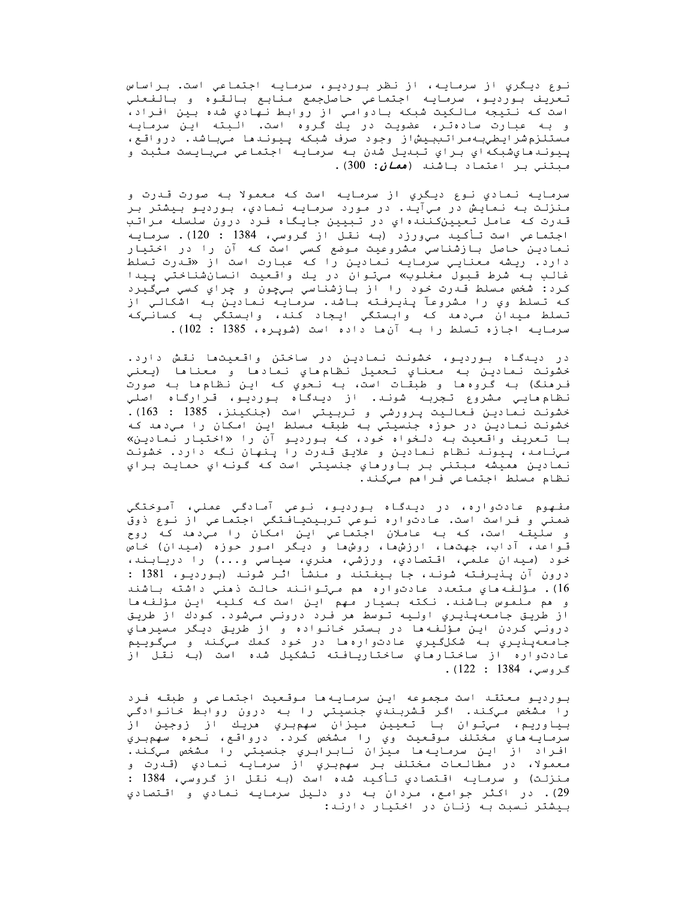نوع ديگري از سرمايه، از نظر بورديو، سرمايه اجتماعي است. براساس تعريف بورديو، سرمايه اجتماعي حاصلجمع منابع بالقوه و بالفعلي است كه نتيجه مالكيت شبكه بادوامي از روابط نهادي شده بين افراد، و به عبارت ساده‌تر، عضويت در يك گروه است. البته اين سرمايه مستلزم‌شرايطي‌به‌مراتب‌بيش‌از وجود صرف شبكه پيوندها مي‌باشد. درواقع، پيوندهاي‌شبكه‌اي براي تبديل شدن به سرمايه اجتماعي مي‌بايست مثبت و مبتني بر اعتماد باشند (**همان**: 300).

سرمايه نمادي نوع ديگري از سرمايه است كه معمولا به صورت قدرت و منزلت به نمايش در مي‌آيد. در مورد سرمايه نمادي، بورديو بيشتر بر قدرت كه عامل تعيين‌كننده‌اي در تبيين جايگاه فرد درون سلسله مراتب اجتماعي است تأكيد مي‌ورزد (به نقل از گروسي، 1384 : 120). سرمايه نمادين حاصل بازشناسي مشروعيت موضع كسي است كه آن را در اختيار دارد. ريشه معنايي سرمايه نمادين را كه عبارت است از «قدرت تسلط غالب به شرط قبول مغلوب» مي‌توان در يك واقعيت انسان‌شناختي پيدا كرد: شخص مسلط قدرت خود را از بازشناسي بي‌چون و چراي كسي مي‌گيرد كه تسلط وي را مشروعاً پذيرفته باشد. سرمايه نمادين به اشكالي از تسلط ميدان مي‌دهد كه وابستگي ايجاد كند، وابستگي به كساني‌كه سرمايه اجازه تسلط را به آن‌ها داده است (شويره، 1385 : 102).

در ديدگاه بورديو، خشونت نمادين در ساختن واقعيت‌ها نقش دارد. خشونت نمادين به معناي تحميل نظام‌هاي نمادها و معناها (يعني فرهنگ) به گروه‌ها و طبقات است، به نحوي كه اين نظام‌ها به صورت نظام‌هايي مشروع تجربه شوند. از ديدگاه بورديو، قرارگاه اصلي خشونت نمادين فعاليت پرورشي و تربيتي است (جنكينز، 1385 : 163). خشونت نمادين در حوزه جنسيتي به طبقه مسلط اين امكان را مي‌دهد كه با تعريف واقعيت به دلخواه خود، كه بورديو آن را «اختيار نمادين» مي‌نامد، پيوند نظام نمادين و علايق قدرت را پنهان نگه دارد. خشونت نمادين هميشه مبتني بر باورهاي جنسيتي است كه گونه‌اي حمايت براي نظام مسلط اجتماعي فراهم مي‌كند.

مفهوم عادت‌واره، در ديدگاه بورديو، نوعي آمادگي عملي، آموختگي ضمني و فراست است. عادت‌واره نوعي تربيت‌يافتگي اجتماعي از نوع ذوق و سليقه است، كه به عاملان اجتماعي اين امكان را مي‌دهد كه روح قواعد، آداب، جهت‌ها، ارزش‌ها، روش‌ها و ديگر امور حوزه (ميدان) خاص خود (ميدان علمي، اقتصادي، ورزشي، هنري، سياسي و...) را دريابند، درون آن پذيرفته شوند، جا بيفتند و منشأ اثر شوند (بورديو، 1381 : 16). مؤلفه‌هاي متعدد عادت‌واره هم مي‌توانند حالت ذهني داشته باشند و هم ملموس باشند. نكته بسيار مهم اين است كه كليه اين مؤلفه‌ها از طريق جامعه‌پذيري اوليه توسط هر فرد دروني مي‌شود. كودك از طريق دروني كردن اين مؤلفه‌ها در بستر خانواده و از طريق ديگر مسيرهاي جامعه‌پذيري به شكل‌گيري عادت‌واره‌ها در خود كمك مي‌كند و مي‌گوييم عادت‌واره از ساختارهاي ساختاريافته تشكيل شده است (به نقل از گروسي، 1384 : 122).

بورديو معتقد است مجموعه اين سرمايه‌ها موقعيت اجتماعي و طبقه فرد را مشخص مي‌كند. اگر قشربندي جنسيتي را به درون روابط خانوادگي بياوريم، مي‌توان با تعيين ميزان سهم‌بري هريك از زوجين از سرمايه‌هاي مختلف موقعيت وي را مشخص كرد. درواقع، نحوه سهم‌بري افراد از اين سرمايه‌ها ميزان نابرابري جنسيتي را مشخص مي‌كند. معمولا، در مطالعات مختلف بر سهم‌بري از سرمايه نمادي (قدرت و منزلت) و سرمايه اقتصادي تأكيد شده است (به نقل از گروسي، 1384 : 29). در اكثر جوامع، مردان به دو دليل سرمايه نمادي و اقتصادي بيشتر نسبت به زنان در اختيار دارند: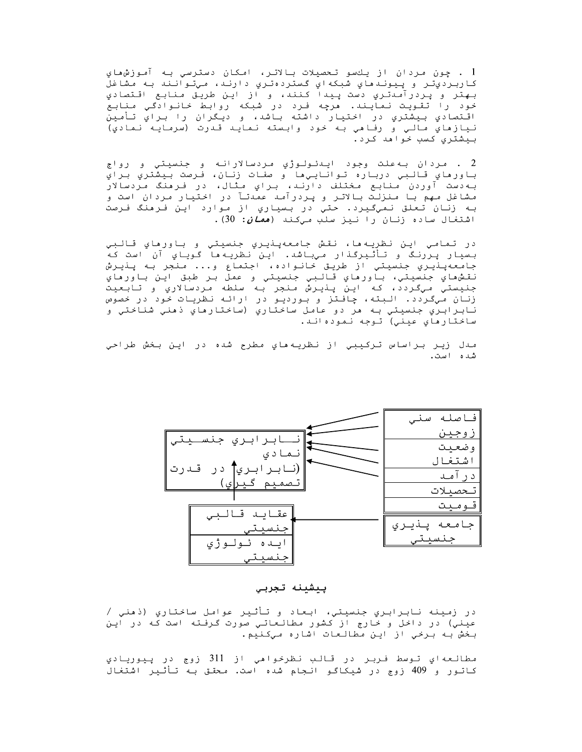1 . چون مردان از يكسو تحصيلات بالاتر، امكان دسترسي به آموزشهاي كاربرديتر و پيوندهاي شبكهاي گستردهتري دارند، ميتوانند به مشاغل بهتر و پردرآمدتري دست پيدا كنند، و از اين طريق منابع اقتصادي خود را تقويت نمايند. هرچه فرد در شبكه روابط خانوادگي منابع اقتصادي بيشتري در اختيار داشته باشد، و ديگران را براي تأمين نيازهاي مالي و رفاهي به خود وابسته نمايد قدرت (سرمايه نمادي) بيشتري كسب خواهد كرد.

2 . مردان بهعلت وجود ايدئولوژي مردسالارانه و جنسيتي و رواج باورهاي قالبي درباره تواناييها و صفات زنان، فرصت بيشتري براي بهدست آوردن منابع مختلف دارند، براي مثال، در فرهنگ مردسالار مشاغل مهم با منزلت بالاتر و پردرآمد عمدتاً در اختيار مردان است و به زنان تعلق نميگيرد. حتي در بسياري از موارد اين فرهنگ فرصت اشتغال ساده زنان را نيز سلب ميكند (**همان: 30**).

در تمامي اين نظريهها، نقش جامعهپذيري جنسيتي و باورهاي قالبي بسيار پررنگ و تأثيرگذار ميباشد. اين نظريهها گوياي آن است كه جامعهپذيري جنسيتي از طريق خانواده، اجتماع و... منجر به پذيرش نقشهاي جنسيتي، باورهاي قالبي جنسيتي و عمل بر طبق اين باورهاي جنيستي ميگردد، كه اين پذيرش منجر به سلطه مردسالاري و تابعيت زنان ميگردد. البته، چافتز و بورديو در ارائه نظريات خود در خصوص نابرابري جنسيتي به هر دو عامل ساختاري (ساختارهاي ذهني شناختي و ساختارهاي عيني) توجه نمودهاند.

مدل زير براساس تركيبي از نظريههاي مطرح شده در اين بخش طراحي شده است.

| فاصله سني زوجين |
| --- |
| وضعيت اشتغال |
| درآمد |
| تحصيلات |
| قوميت |

→ نابرابري جنسيتي نمادي (نابرابري در قدرت تصميم گيري)

| جامعه پذيري جنسيتي |
| --- |

→

| عقايد قالبي جنسيتي |
| --- |
| ايده ئولوژي جنسيتي |

→ نابرابري جنسيتي نمادي (نابرابري در قدرت تصميم گيري)

## پيشينه تجربي

در زمينه نابرابري جنسيتي، ابعاد و تأثير عوامل ساختاري (ذهني / عيني) در داخل و خارج از كشور مطالعاتي صورت گرفته است كه در اين بخش به برخي از اين مطالعات اشاره ميكنيم.

مطالعهاي توسط فربر در قالب نظرخواهي از 311 زوج در پيورياديكاتور و 409 زوج در شيكاگو انجام شده است. محقق به تأثير اشتغال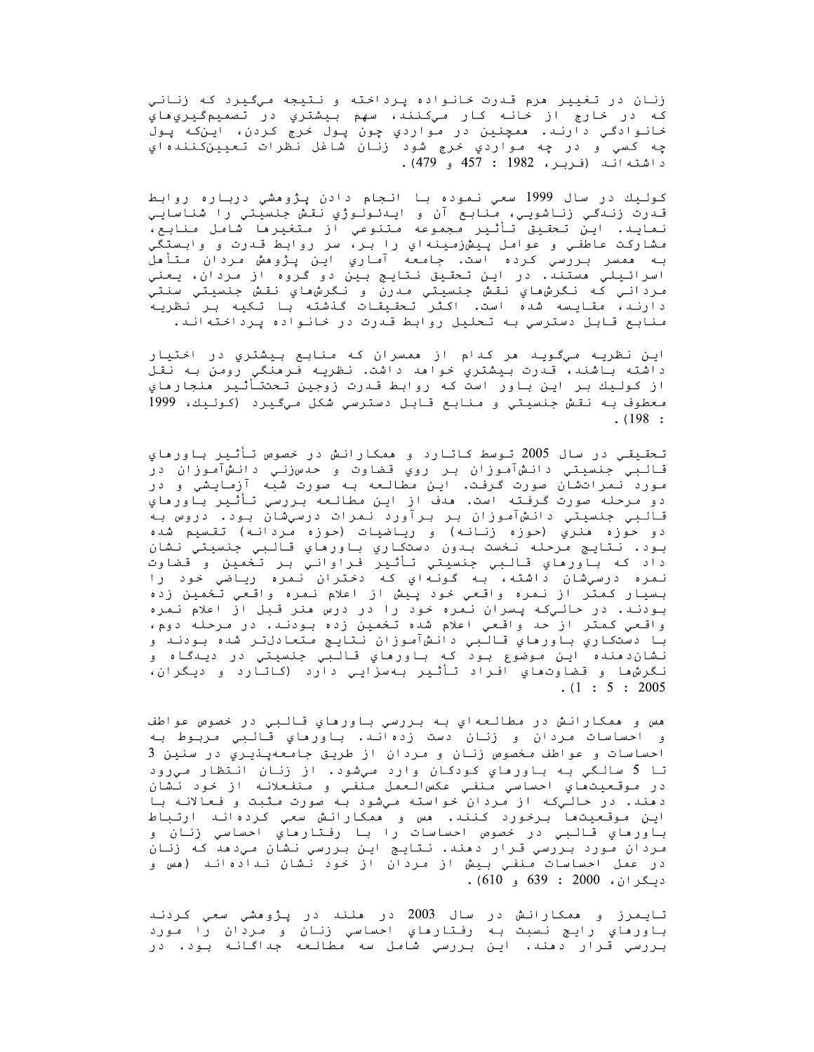زنان در تغيير هرم قدرت خانواده پرداخته و نتيجه مي‌گيرد كه زناني كه در خارج از خانه كار مي‌كنند، سهم بيشتري در تصميم‌گيري‌هاي خانوادگي دارند. همچنين در مواردي چون پول خرج كردن، اين‌كه پول چه كسي و در چه مواردي خرج شود زنان شاغل نظرات تعيين‌كننده‌اي داشته‌اند (فربر، 1982 : 457 و 479).

كوليك در سال 1999 سعي نموده با انجام دادن پژوهشي درباره روابط قدرت زندگي زناشويي، منابع آن و ايدئولوژي نقش جنسيتي را شناسايي نمايد. اين تحقيق تأثير مجموعه متنوعي از متغيرها شامل منابع، مشاركت عاطفي و عوامل پيش‌زمينه‌اي را بر، سر روابط قدرت و وابستگي به همسر بررسي كرده است. جامعه آماري اين پژوهش مردان متأهل اسرائيلي هستند. در اين تحقيق نتايج بين دو گروه از مردان، يعني مرداني كه نگرش‌هاي نقش جنسيتي مدرن و نگرش‌هاي نقش جنسيتي سنتي دارند، مقايسه شده است. اكثر تحقيقات گذشته با تكيه بر نظريه منابع قابل دسترسي به تحليل روابط قدرت در خانواده پرداخته‌اند.

اين نظريه مي‌گويد هر كدام از همسران كه منابع بيشتري در اختيار داشته باشند، قدرت بيشتري خواهد داشت. نظريه فرهنگي رومن به نقل از كوليك بر اين باور است كه روابط قدرت زوجين تحت‌تأثير هنجارهاي معطوف به نقش جنسيتي و منابع قابل دسترسي شكل مي‌گيرد (كوليك، 1999 : 198).

تحقيقي در سال 2005 توسط كاتارد و همكارانش در خصوص تأثير باورهاي قالبي جنسيتي دانش‌آموزان بر روي قضاوت و حدس‌زني دانش‌آموزان در مورد نمراتشان صورت گرفت. اين مطالعه به صورت شبه آزمايشي و در دو مرحله صورت گرفته است. هدف از اين مطالعه بررسي تأثير باورهاي قالبي جنسيتي دانش‌آموزان بر برآورد نمرات درسي‌شان بود. دروس به دو حوزه هنري (حوزه زنانه) و رياضيات (حوزه مردانه) تقسيم شده بود. نتايج مرحله نخست بدون دستكاري باورهاي قالبي جنسيتي نشان داد كه باورهاي قالبي جنسيتي تأثير فراواني بر تخمين و قضاوت نمره درسي‌شان داشته، به گونه‌اي كه دختران نمره رياضي خود را بسيار كمتر از نمره واقعي خود پيش از اعلام نمره واقعي تخمين زده بودند. در حالي‌كه پسران نمره خود را در درس هنر قبل از اعلام نمره واقعي كمتر از حد واقعي اعلام شده تخمين زده بودند. در مرحله دوم، با دستكاري باورهاي قالبي دانش‌آموزان نتايج متعادل‌تر شده بودند و نشان‌دهنده اين موضوع بود كه باورهاي قالبي جنسيتي در ديدگاه و نگرش‌ها و قضاوت‌هاي افراد تأثير به‌سزايي دارد (كاتارد و ديگران، 2005 : 5 : 1).

هس و همكارانش در مطالعه‌اي به بررسي باورهاي قالبي در خصوص عواطف و احساسات مردان و زنان دست زده‌اند. باورهاي قالبي مربوط به احساسات و عواطف مخصوص زنان و مردان از طريق جامعه‌پذيري در سنين 3 تا 5 سالگي به باورهاي كودكان وارد مي‌شود. از زنان انتظار مي‌رود در موقعيت‌هاي احساسي منفي عكس‌العمل منفي و منفعلانه از خود نشان دهند. در حالي‌كه از مردان خواسته مي‌شود به صورت مثبت و فعالانه با اين موقعيت‌ها برخورد كنند. هس و همكارانش سعي كرده‌اند ارتباط باورهاي قالبي در خصوص احساسات را با رفتارهاي احساسي زنان و مردان مورد بررسي قرار دهند. نتايج اين بررسي نشان مي‌دهد كه زنان در عمل احساسات منفي بيش از مردان از خود نشان نداده‌اند (هس و ديگران، 2000 : 639 و 610).

تايمرز و همكارانش در سال 2003 در هلند در پژوهشي سعي كردند باورهاي رايج نسبت به رفتارهاي احساسي زنان و مردان را مورد بررسي قرار دهند. اين بررسي شامل سه مطالعه جداگانه بود. در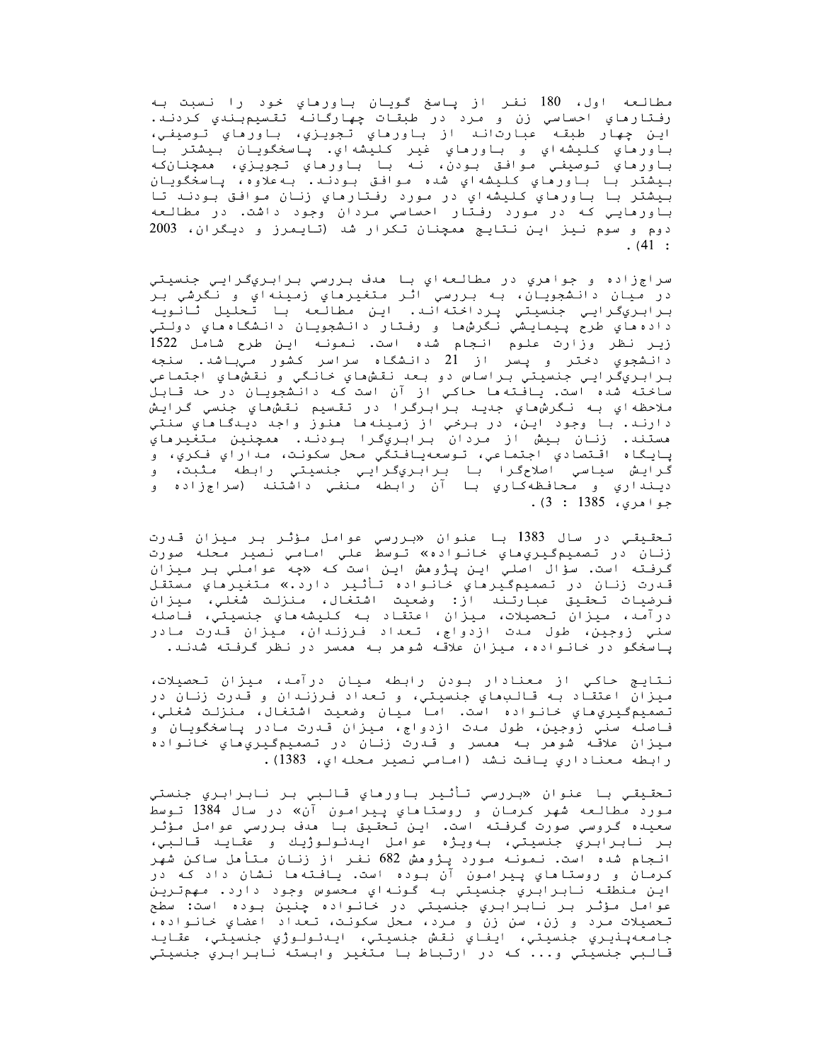مطالعه اول، 180 نفر از پاسخ گويان باورهاي خود را نسبت به رفتارهاي احساسي زن و مرد در طبقات چهارگانه تقسيم‌بندي كردند. اين چهار طبقه عبارت‌اند از باورهاي تجويزي، باورهاي توصيفي، باورهاي كليشه‌اي و باورهاي غير كليشه‌اي. پاسخگويان بيشتر با باورهاي توصيفي موافق بودن، نه با باورهاي تجويزي، همچنان‌كه بيشتر با باورهاي كليشه‌اي شده موافق بودند. به‌علاوه، پاسخگويان بيشتر با باورهاي كليشه‌اي در مورد رفتارهاي زنان موافق بودند تا باورهايي كه در مورد رفتار احساسي مردان وجود داشت. در مطالعه دوم و سوم نيز اين نتايج همچنان تكرار شد (تايمرز و ديگران، 2003 : 41).

سراج‌زاده و جواهري در مطالعه‌اي با هدف بررسي برابري‌گرايي جنسيتي در ميان دانشجويان، به بررسي اثر متغيرهاي زمينه‌اي و نگرشي بر برابري‌گرايي جنسيتي پرداخته‌اند. اين مطالعه با تحليل ثانويه داده‌هاي طرح پيمايشي نگرش‌ها و رفتار دانشجويان دانشگاه‌هاي دولتي زير نظر وزارت علوم انجام شده است. نمونه اين طرح شامل 1522 دانشجوي دختر و پسر از 21 دانشگاه سراسر كشور مي‌باشد. سنجه برابري‌گرايي جنسيتي براساس دو بعد نقش‌هاي خانگي و نقش‌هاي اجتماعي ساخته شده است. يافته‌ها حاكي از آن است كه دانشجويان در حد قابل ملاحظه‌اي به نگرش‌هاي جديد برابرگرا در تقسيم نقش‌هاي جنسي گرايش دارند. با وجود اين، در برخي از زمينه‌ها هنوز واجد ديدگاهاي سنتي هستند. زنان بيش از مردان برابري‌گرا بودند. همچنين متغيرهاي پايگاه اقتصادي اجتماعي، توسعه‌يافتگي محل سكونت، مداراي فكري، و گرايش سياسي اصلاح‌گرا با برابري‌گرايي جنسيتي رابطه مثبت، و ديندراي و محافظه‌كاري با آن رابطه منفي داشتند (سراج‌زاده و جواهري، 1385 : 3).

تحقيقي در سال 1383 با عنوان «بررسي عوامل مؤثر بر ميزان قدرت زنان در تصميم‌گيري‌هاي خانواده» توسط علي امامي نصير محله صورت گرفته است. سؤال اصلي اين پژوهش اين است كه «چه عواملي بر ميزان قدرت زنان در تصميم‌گيرهاي خانواده تأثير دارد.» متغيرهاي مستقل فرضيات تحقيق عبارتند از: وضعيت اشتغال، منزلت شغلي، ميزان درآمد، ميزان تحصيلات، ميزان اعتقاد به كليشه‌هاي جنسيتي، فاصله سني زوجين، طول مدت ازدواج، تعداد فرزندان، ميزان قدرت مادر پاسخگو در خانواده، ميزان علاقه شوهر به همسر در نظر گرفته شدند.

نتايج حاكي از معنادار بودن رابطه ميان درآمد، ميزان تحصيلات، ميزان اعتقاد به قالبهاي جنسيتي، و تعداد فرزندان و قدرت زنان در تصميم‌گيري‌هاي خانواده است. اما ميان وضعيت اشتغال، منزلت شغلي، فاصله سني زوجين، طول مدت ازدواج، ميزان قدرت مادر پاسخگويان و ميزان علاقه شوهر به همسر و قدرت زنان در تصميم‌گيري‌هاي خانواده رابطه معناداري يافت نشد (امامي نصير محله‌اي، 1383).

تحقيقي با عنوان «بررسي تأثير باورهاي قالبي بر نابرابري جنستي مورد مطالعه شهر كرمان و روستاهاي پيرامون آن» در سال 1384 توسط سعيده گروسي صورت گرفته است. اين تحقيق با هدف بررسي عوامل مؤثر بر نابرابري جنسيتي، به‌ويژه عوامل ايدئولوژيك و عقايد قالبي، انجام شده است. نمونه مورد پژوهش 682 نفر از زنان متأهل ساكن شهر كرمان و روستاهاي پيرامون آن بوده است. يافته‌ها نشان داد كه در اين منطقه نابرابري جنسيتي به گونه‌اي محسوس وجود دارد. مهمترين عوامل مؤثر بر نابرابري جنسيتي در خانواده چنين بوده است: سطح تحصيلات مرد و زن، سن زن و مرد، محل سكونت، تعداد اعضاي خانواده، جامعه‌پذيري جنسيتي، ايفاي نقش جنسيتي، ايدئولوژي جنسيتي، عقايد قالبي جنسيتي و... كه در ارتباط با متغير وابسته نابرابري جنسيتي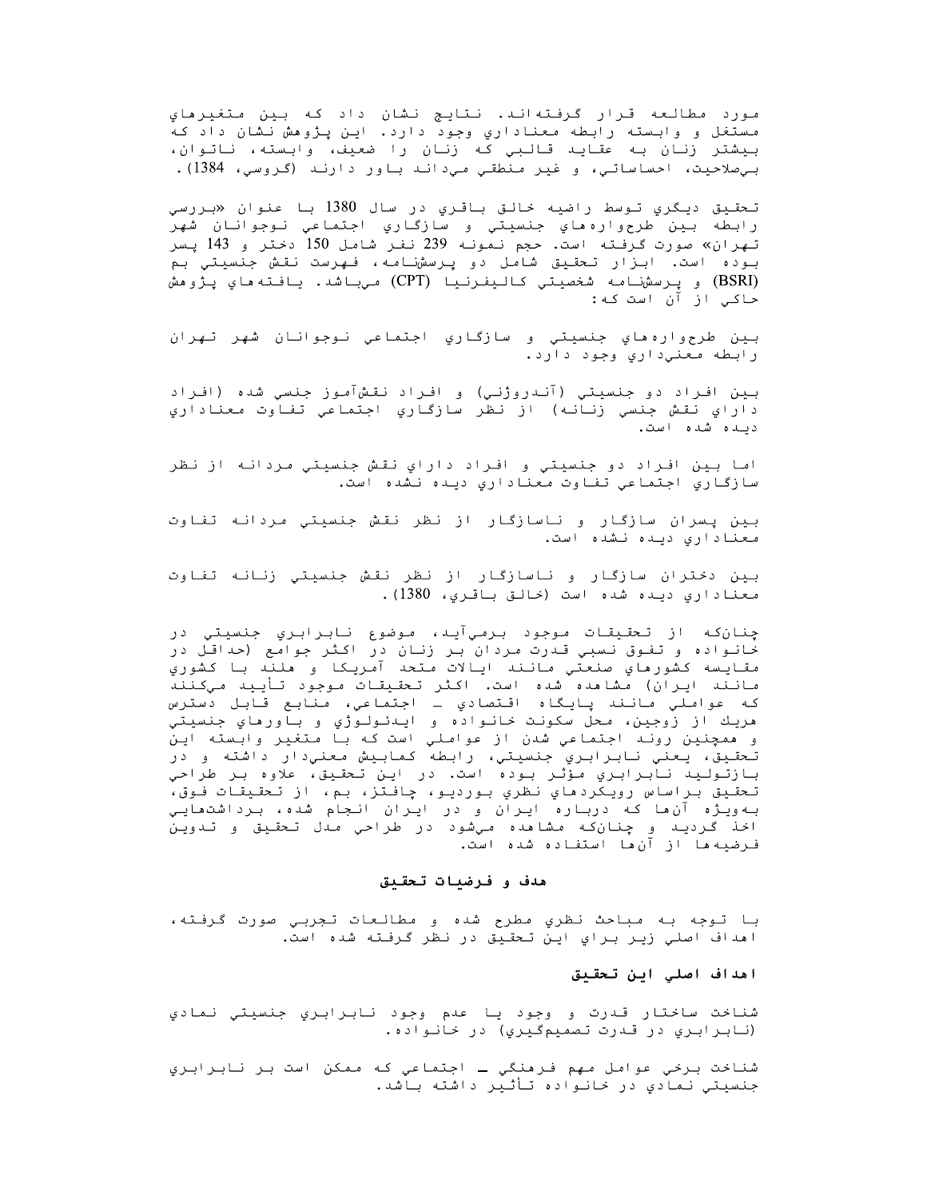مورد مطالعه قرار گرفته‌اند. نتايج نشان داد كه بين متغيرهاي مستقل و وابسته رابطه معناداري وجود دارد. اين پژوهش نشان داد كه بيشتر زنان به عقايد قالبي كه زنان را ضعيف، وابسته، ناتوان، بي‌صلاحيت، احساساتي، و غير منطقي مي‌داند باور دارند (گروسي، 1384).

تحقيق ديگري توسط راضيه خالق باقري در سال 1380 با عنوان «بررسي رابطه بين طرحواره‌هاي جنسيتي و سازگاري اجتماعي نوجوانان شهر تهران» صورت گرفته است. حجم نمونه 239 نفر شامل 150 دختر و 143 پسر بوده است. ابزار تحقيق شامل دو پرسشنامه، فهرست نقش جنسيتي بم (BSRI) و پرسشنامه شخصيتي كاليفرنيا (CPT) مي‌باشد. يافته‌هاي پژوهش حاكي از آن است كه:

بين طرحواره‌هاي جنسيتي و سازگاري اجتماعي نوجوانان شهر تهران رابطه معني‌داري وجود دارد.

بين افراد دو جنسيتي (آندروژني) و افراد نقش‌آموز جنسي شده (افراد داراي نقش جنسي زنانه) از نظر سازگاري اجتماعي تفاوت معناداري ديده شده است.

اما بين افراد دو جنسيتي و افراد داراي نقش جنسيتي مردانه از نظر سازگاري اجتماعي تفاوت معناداري ديده نشده است.

بين پسران سازگار و ناسازگار از نظر نقش جنسيتي مردانه تفاوت معناداري ديده نشده است.

بين دختران سازگار و ناسازگار از نظر نقش جنسيتي زنانه تفاوت معناداري ديده شده است (خالق باقري، 1380).

چنانكه از تحقيقات موجود برمي‌آيد، موضوع نابرابري جنسيتي در خانواده و تفوق نسبي قدرت مردان بر زنان در اكثر جوامع (حداقل در مقايسه كشورهاي صنعتي مانند ايالات متحد آمريكا و هلند با كشوري مانند ايران) مشاهده شده است. اكثر تحقيقات موجود تأييد مي‌كنند كه عواملي مانند پايگاه اقتصادي ـ اجتماعي، منابع قابل دسترس هريك از زوجين، محل سكونت خانواده و ايدئولوژي و باورهاي جنسيتي و همچنين روند اجتماعي شدن از عواملي است كه با متغير وابسته اين تحقيق، يعني نابرابري جنسيتي، رابطه كمابيش معني‌دار داشته و در بازتوليد نابرابري مؤثر بوده است. در اين تحقيق، علاوه بر طراحي تحقيق براساس رويكردهاي نظري بورديو، چافتز، بم، از تحقيقات فوق، به‌ويژه آن‌ها كه درباره ايران و در ايران انجام شده، برداشت‌هايي اخذ گرديد و چنانكه مشاهده مي‌شود در طراحي مدل تحقيق و تدوين فرضيه‌ها از آن‌ها استفاده شده است.

## هدف و فرضيات تحقيق

با توجه به مباحث نظري مطرح شده و مطالعات تجربي صورت گرفته، اهداف اصلي زير براي اين تحقيق در نظر گرفته شده است.

### اهداف اصلي اين تحقيق

شناخت ساختار قدرت و وجود يا عدم وجود نابرابري جنسيتي نمادي (نابرابري در قدرت تصميم‌گيري) در خانواده.

شناخت برخي عوامل مهم فرهنگي ـ اجتماعي كه ممكن است بر نابرابري جنسيتي نمادي در خانواده تأثير داشته باشد.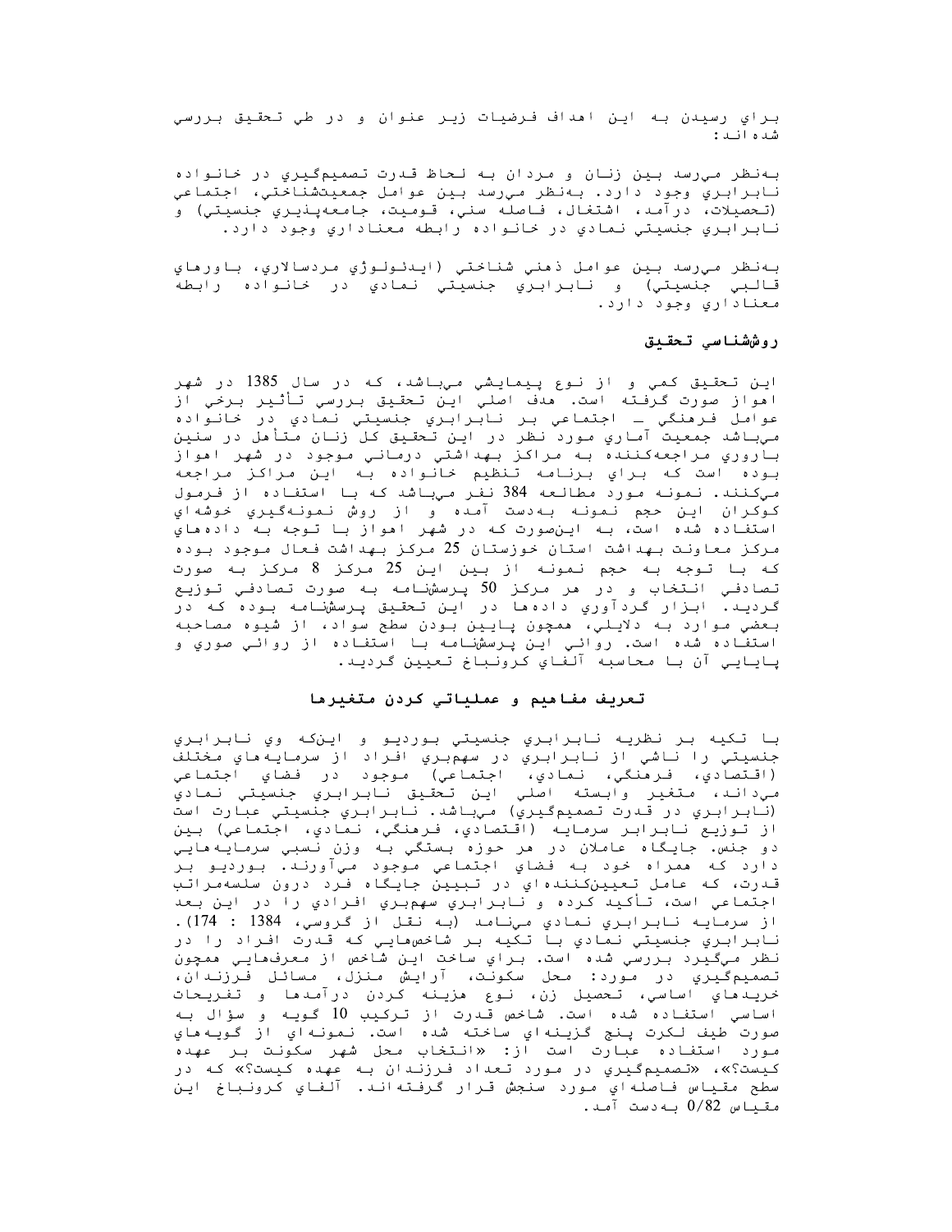براي رسيدن به اين اهداف فرضيات زير عنوان و در طي تحقيق بررسي شده اند:

به‌نظر مي‌رسد بين زنان و مردان به لحاظ قدرت تصميم‌گيري در خانواده نابرابري وجود دارد. به‌نظر مي‌رسد بين عوامل جمعيت‌شناختي، اجتماعي (تحصيلات، درآمد، اشتغال، فاصله سني، قوميت، جامعه‌پذيري جنسيتي) و نابرابري جنسيتي نمادي در خانواده رابطه معناداري وجود دارد.

به‌نظر مي‌رسد بين عوامل ذهني شناختي (ايدئولوژي مردسالاري، باورهاي قالبي جنسيتي) و نابرابري جنسيتي نمادي در خانواده رابطه معناداري وجود دارد.

### روش‌شناسي تحقيق

اين تحقيق كمي و از نوع پيمايشي مي‌باشد، كه در سال 1385 در شهر اهواز صورت گرفته است. هدف اصلي اين تحقيق بررسي تأثير برخي از عوامل فرهنگي ـ اجتماعي بر نابرابري جنسيتي نمادي در خانواده مي‌باشد جمعيت آماري مورد نظر در اين تحقيق كل زنان متأهل در سنين باروري مراجعه‌كننده به مراكز بهداشتي درماني موجود در شهر اهواز بوده است كه براي برنامه تنظيم خانواده به اين مراكز مراجعه مي‌كنند. نمونه مورد مطالعه 384 نفر مي‌باشد كه با استفاده از فرمول كوكران اين حجم نمونه به‌دست آمده و از روش نمونه‌گيري خوشه‌اي استفاده شده است، به اين‌صورت كه در شهر اهواز با توجه به داده‌هاي مركز معاونت بهداشت استان خوزستان 25 مركز بهداشت فعال موجود بوده كه با توجه به حجم نمونه از بين اين 25 مركز 8 مركز به صورت تصادفي انتخاب و در هر مركز 50 پرسش‌نامه به صورت تصادفي توزيع گرديد. ابزار گردآوري داده‌ها در اين تحقيق پرسش‌نامه بوده كه در بعضي موارد به دلايلي، همچون پايين بودن سطح سواد، از شيوه مصاحبه استفاده شده است. روائي اين پرسش‌نامه با استفاده از روائي صوري و پايايي آن با محاسبه آلفاي كرونباخ تعيين گرديد.

### تعريف مفاهيم و عملياتي كردن متغيرها

با تكيه بر نظريه نابرابري جنسيتي بورديو و اين‌كه وي نابرابري جنسيتي را ناشي از نابرابري در سهم‌بري افراد از سرمايه‌هاي مختلف (اقتصادي، فرهنگي، نمادي، اجتماعي) موجود در فضاي اجتماعي مي‌داند، متغير وابسته اصلي اين تحقيق نابرابري جنسيتي نمادي (نابرابري در قدرت تصميم‌گيري) مي‌باشد. نابرابري جنسيتي عبارت است از توزيع نابرابر سرمايه (اقتصادي، فرهنگي، نمادي، اجتماعي) بين دو جنس. جايگاه عاملان در هر حوزه بستگي به وزن نسبي سرمايه‌هايي دارد كه همراه خود به فضاي اجتماعي موجود مي‌آورند. بورديو بر قدرت، كه عامل تعيين‌كننده‌اي در تبيين جايگاه فرد درون سلسله‌مراتب اجتماعي است، تأكيد كرده و نابرابري سهم‌بري افرادي را در اين بعد از سرمايه نابرابري نمادي مي‌نامد (به نقل از گروسي، 1384 : 174). نابرابري جنسيتي نمادي با تكيه بر شاخص‌هايي كه قدرت افراد را در نظر مي‌گيرد بررسي شده است. براي ساخت اين شاخص از معرف‌هايي همچون تصميم‌گيري در مورد: محل سكونت، آرايش منزل، مسائل فرزندان، خريدهاي اساسي، تحصيل زن، نوع هزينه كردن درآمدها و تفريحات اساسي استفاده شده است. شاخص قدرت از تركيب 10 گويه و سؤال به صورت طيف لكرت پنج گزينه‌اي ساخته شده است. نمونه‌اي از گويه‌هاي مورد استفاده عبارت است از: «انتخاب محل شهر سكونت بر عهده كيست؟»، «تصميم‌گيري در مورد تعداد فرزندان به عهده كيست؟» كه در سطح مقياس فاصله‌اي مورد سنجش قرار گرفته‌اند. آلفاي كرونباخ اين مقياس 0/82 به‌دست آمد.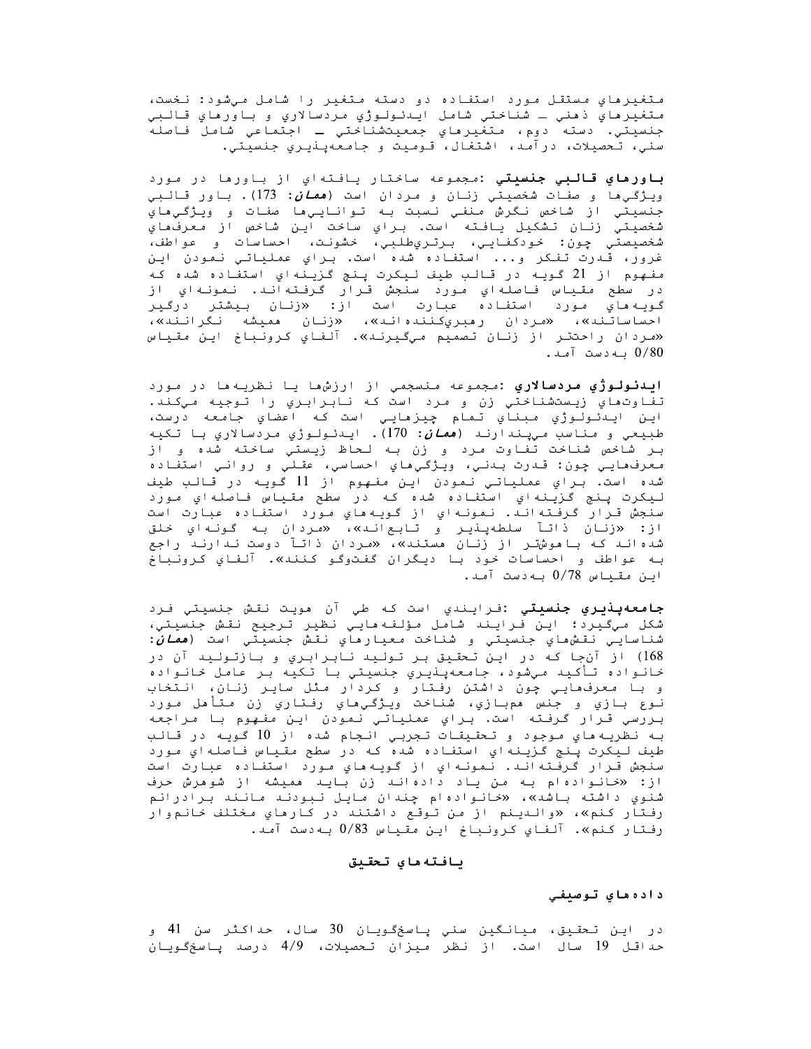متغیرهای مستقل مورد استفاده دو دسته متغیر را شامل می‌شود: نخست، متغیرهای ذهنی ـ شناختی شامل ایدئولوژی مردسالاری و باورهای قالبی جنسیتی. دسته دوم، متغیرهای جمعیت‌شناختی ــ اجتماعی شامل فاصله سنی، تحصیلات، درآمد، اشتغال، قومیت و جامعه‌پذیری جنسیتی.

**باورهای قالبی جنسیتی**: مجموعه ساختار یافته‌ای از باورها در مورد ویژگی‌ها و صفات شخصیتی زنان و مردان است (*همان*: 173). باور قالبی جنسیتی از شاخص نگرش منفی نسبت به توانایی‌ها صفات و ویژگی‌های شخصیتی زنان تشکیل یافته است. برای ساخت این شاخص از معرف‌های شخصیتی چون: خودکفایی، برتری‌طلبی، خشونت، احساسات و عواطف، غرور، قدرت تفکر و... استفاده شده است. برای عملیاتی نمودن این مفهوم از 21 گویه در قالب طیف لیکرت پنج گزینه‌ای استفاده شده که در سطح مقیاس فاصله‌ای مورد سنجش قرار گرفته‌اند. نمونه‌ای از گویه‌های مورد استفاده عبارت است از: «زنان بیشتر درگیر احساساتند»، «مردان رهبری‌کننده‌اند»، «زنان همیشه نگرانند»، «مردان راحت‌تر از زنان تصمیم می‌گیرند». آلفای کرونباخ این مقیاس 0/80 به‌دست آمد.

**ایدئولوژی مردسالاری**: مجموعه منسجمی از ارزش‌ها یا نظریه‌ها در مورد تفاوت‌های زیست‌شناختی زن و مرد است که نابرابری را توجیه می‌کند. این ایدئولوژی مبنای تمام چیزهایی است که اعضای جامعه درست، طبیعی و مناسب می‌پندارند (*همان*: 170). ایدئولوژی مردسالاری با تکیه بر شاخص شناخت تفاوت مرد و زن به لحاظ زیستی ساخته شده و از معرف‌هایی چون: قدرت بدنی، ویژگی‌های احساسی، عقلی و روانی استفاده شده است. برای عملیاتی نمودن این مفهوم از 11 گویه در قالب طیف لیکرت پنج گزینه‌ای استفاده شده که در سطح مقیاس فاصله‌ای مورد سنجش قرار گرفته‌اند. نمونه‌ای از گویه‌های مورد استفاده عبارت است از: «زنان ذاتاً سلطه‌پذیر و تابع‌اند»، «مردان به گونه‌ای خلق شده‌اند که باهوش‌تر از زنان هستند»، «مردان ذاتاً دوست ندارند راجع به عواطف و احساسات خود با دیگران گفت‌وگو کنند». آلفای کرونباخ این مقیاس 0/78 به‌دست آمد.

**جامعه‌پذیری جنسیتی**: فرایندی است که طی آن هویت نقش جنسیتی فرد شکل می‌گیرد؛ این فرایند شامل مؤلفه‌هایی نظیر ترجیح نقش جنسیتی، شناسایی نقش‌های جنسیتی و شناخت معیارهای نقش جنسیتی است (*همان*: 168) از آنجا که در این تحقیق بر تولید نابرابری و بازتولید آن در خانواده تأکید می‌شود، جامعه‌پذیری جنسیتی با تکیه بر عامل خانواده و با معرف‌هایی چون داشتن رفتار و کردار مثل سایر زنان، انتخاب نوع بازی و جنس هم‌بازی، شناخت ویژگی‌های رفتاری زن متأهل مورد بررسی قرار گرفته است. برای عملیاتی نمودن این مفهوم با مراجعه به نظریه‌های موجود و تحقیقات تجربی انجام شده از 10 گویه در قالب طیف لیکرت پنج گزینه‌ای استفاده شده که در سطح مقیاس فاصله‌ای مورد سنجش قرار گرفته‌اند. نمونه‌ای از گویه‌های مورد استفاده عبارت است از: «خانواده‌ام به من یاد داده‌اند زن باید همیشه از شوهرش حرف شنوی داشته باشد»، «خانواده‌ام چندان مایل نبودند مانند برادرانم رفتار کنم»، «والدینم از من توقع داشتند در کارهای مختلف خانم‌وار رفتار کنم». آلفای کرونباخ این مقیاس 0/83 به‌دست آمد.

## یافته‌های تحقیق

### داده‌های توصیفی

در این تحقیق، میانگین سنی پاسخ‌گویان 30 سال، حداکثر سن 41 و حداقل 19 سال است. از نظر میزان تحصیلات، 4/9 درصد پاسخ‌گویان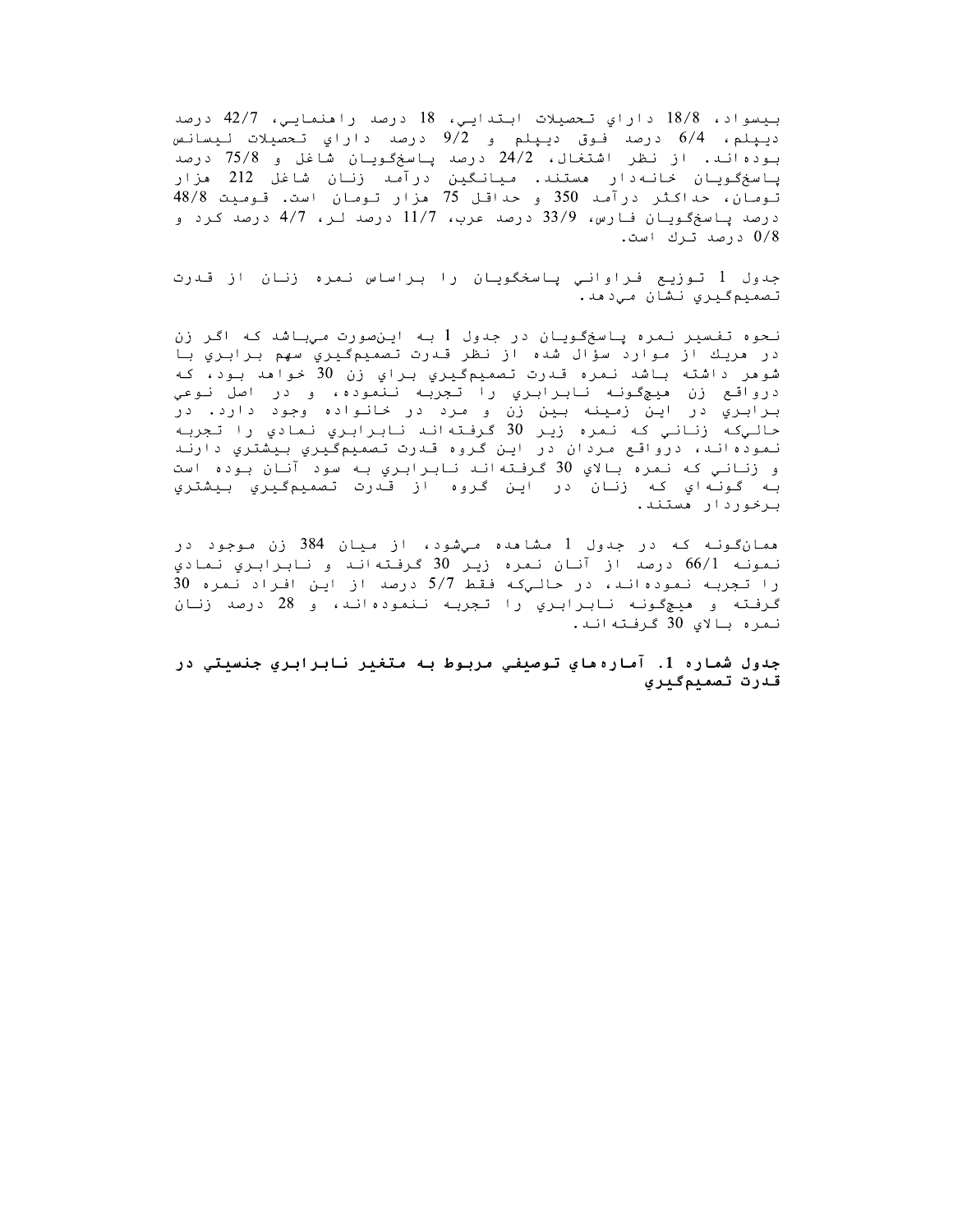بيسواد، 18/8 داراي تحصيلات ابتدايي، 18 درصد راهنمايي، 42/7 درصد ديپلم، 6/4 درصد فوق ديپلم و 9/2 درصد داراي تحصيلات ليسانس بوده‌اند. از نظر اشتغال، 24/2 درصد پاسخگويان شاغل و 75/8 درصد پاسخگويان خانه‌دار هستند. ميانگين درآمد زنان شاغل 212 هزار تومان، حداكثر درآمد 350 و حداقل 75 هزار تومان است. قوميت 48/8 درصد پاسخگويان فارس، 33/9 درصد عرب، 11/7 درصد لر، 4/7 درصد كرد و 0/8 درصد ترك است.

جدول 1 توزيع فراواني پاسخگويان را براساس نمره زنان از قدرت تصميم‌گيري نشان مي‌دهد.

نحوه تفسير نمره پاسخگويان در جدول 1 به اين‌صورت مي‌باشد كه اگر زن در هريك از موارد سؤال شده از نظر قدرت تصميم‌گيري سهم برابري با شوهر داشته باشد نمره قدرت تصميم‌گيري براي زن 30 خواهد بود، كه درواقع زن هيچگونه نابرابري را تجربه ننموده، و در اصل نوعي برابري در اين زمينه بين زن و مرد در خانواده وجود دارد. در حالي‌كه زناني كه نمره زير 30 گرفته‌اند نابرابري نمادي را تجربه نموده‌اند، درواقع مردان در اين گروه قدرت تصميم‌گيري بيشتري دارند و زناني كه نمره بالاي 30 گرفته‌اند نابرابري به سود آنان بوده است به گونه‌اي كه زنان در اين گروه از قدرت تصميم‌گيري بيشتري برخوردار هستند.

همان‌گونه كه در جدول 1 مشاهده مي‌شود، از ميان 384 زن موجود در نمونه 66/1 درصد از آنان نمره زير 30 گرفته‌اند و نابرابري نمادي را تجربه نموده‌اند، در حالي‌كه فقط 5/7 درصد از اين افراد نمره 30 گرفته و هيچگونه نابرابري را تجربه ننموده‌اند، و 28 درصد زنان نمره بالاي 30 گرفته‌اند.

**جدول شماره 1. آماره‌هاي توصيفي مربوط به متغير نابرابري جنسيتي در قدرت تصميم‌گيري**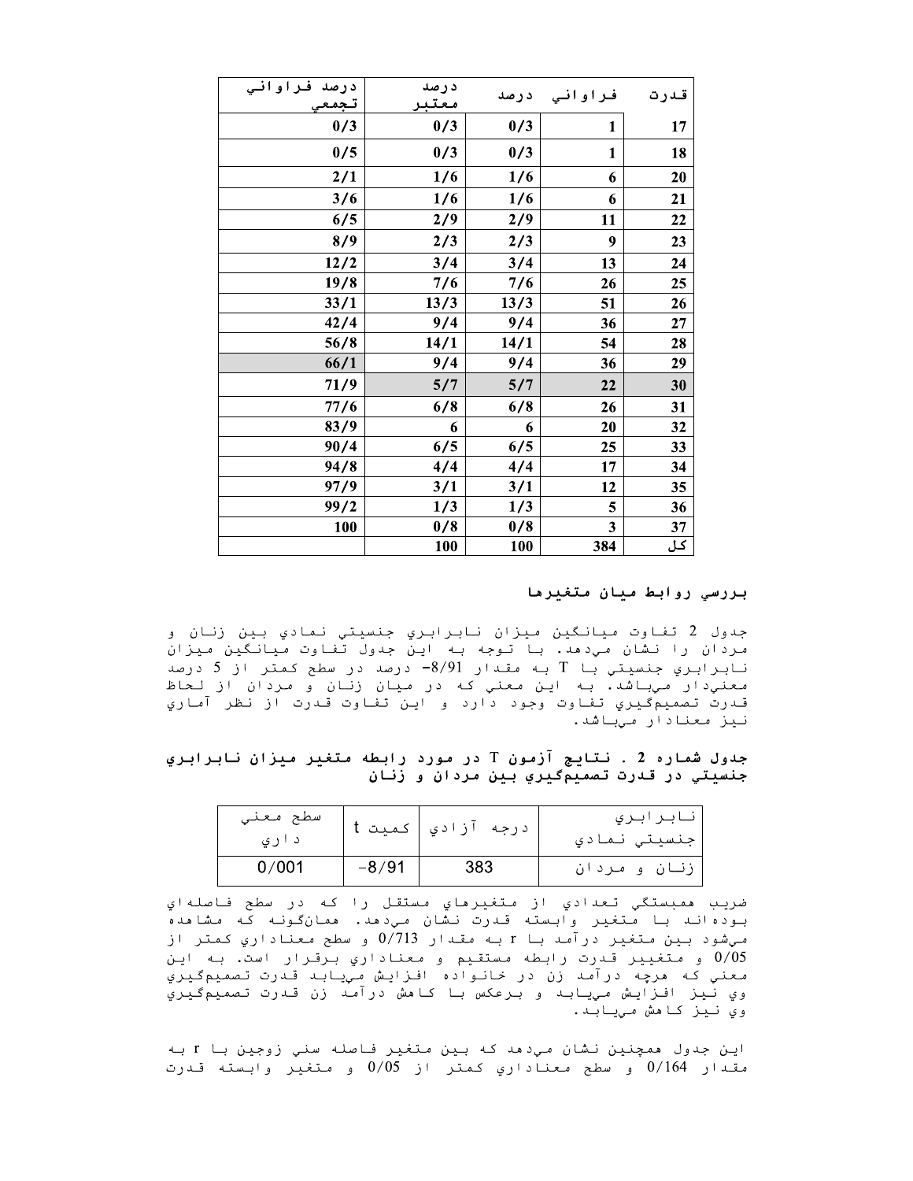| قدرت | فراواني | درصد | درصد معتبر | درصد فراواني تجمعي |
|---|---|---|---|---|
| 17 | 1 | 0/3 | 0/3 | 0/3 |
| 18 | 1 | 0/3 | 0/3 | 0/5 |
| 20 | 6 | 1/6 | 1/6 | 2/1 |
| 21 | 6 | 1/6 | 1/6 | 3/6 |
| 22 | 11 | 2/9 | 2/9 | 6/5 |
| 23 | 9 | 2/3 | 2/3 | 8/9 |
| 24 | 13 | 3/4 | 3/4 | 12/2 |
| 25 | 26 | 7/6 | 7/6 | 19/8 |
| 26 | 51 | 13/3 | 13/3 | 33/1 |
| 27 | 36 | 9/4 | 9/4 | 42/4 |
| 28 | 54 | 14/1 | 14/1 | 56/8 |
| 29 | 36 | 9/4 | 9/4 | 66/1 |
| 30 | 22 | 5/7 | 5/7 | 71/9 |
| 31 | 26 | 6/8 | 6/8 | 77/6 |
| 32 | 20 | 6 | 6 | 83/9 |
| 33 | 25 | 6/5 | 6/5 | 90/4 |
| 34 | 17 | 4/4 | 4/4 | 94/8 |
| 35 | 12 | 3/1 | 3/1 | 97/9 |
| 36 | 5 | 1/3 | 1/3 | 99/2 |
| 37 | 3 | 0/8 | 0/8 | 100 |
| كل | 384 | 100 | 100 | |

## بررسي روابط ميان متغيرها

جدول 2 تفاوت ميانگين ميزان نابرابري جنسيتي نمادي بين زنان و مردان را نشان مي‌دهد. با توجه به اين جدول تفاوت ميانگين ميزان نابرابري جنسيتي با T به مقدار 8/91- درصد در سطح كمتر از 5 درصد معني‌دار مي‌باشد. به اين معني كه در ميان زنان و مردان از لحاظ قدرت تصميم‌گيري تفاوت وجود دارد و اين تفاوت قدرت از نظر آماري نيز معنادار مي‌باشد.

**جدول شماره 2 . نتايج آزمون T در مورد رابطه متغير ميزان نابرابري جنسيتي در قدرت تصميم‌گيري بين مردان و زنان**

| نابرابري جنسيتي نمادي | درجه آزادي | كميت t | سطح معني داري |
|---|---|---|---|
| زنان و مردان | 383 | -8/91 | 0/001 |

ضريب همبستگي تعدادي از متغيرهاي مستقل را كه در سطح فاصله‌اي بوده‌اند با متغير وابسته قدرت نشان مي‌دهد. همان‌گونه كه مشاهده مي‌شود بين متغير درآمد با r به مقدار 0/713 و سطح معناداري كمتر از 0/05 و متغيير قدرت رابطه مستقيم و معناداري برقرار است. به اين معني كه هرچه درآمد زن در خانواده افزايش مي‌يابد قدرت تصميم‌گيري وي نيز افزايش مي‌يابد و برعكس با كاهش درآمد زن قدرت تصميم‌گيري وي نيز كاهش مي‌يابد.

اين جدول همچنين نشان مي‌دهد كه بين متغير فاصله سني زوجين با r به مقدار 0/164 و سطح معناداري كمتر از 0/05 و متغير وابسته قدرت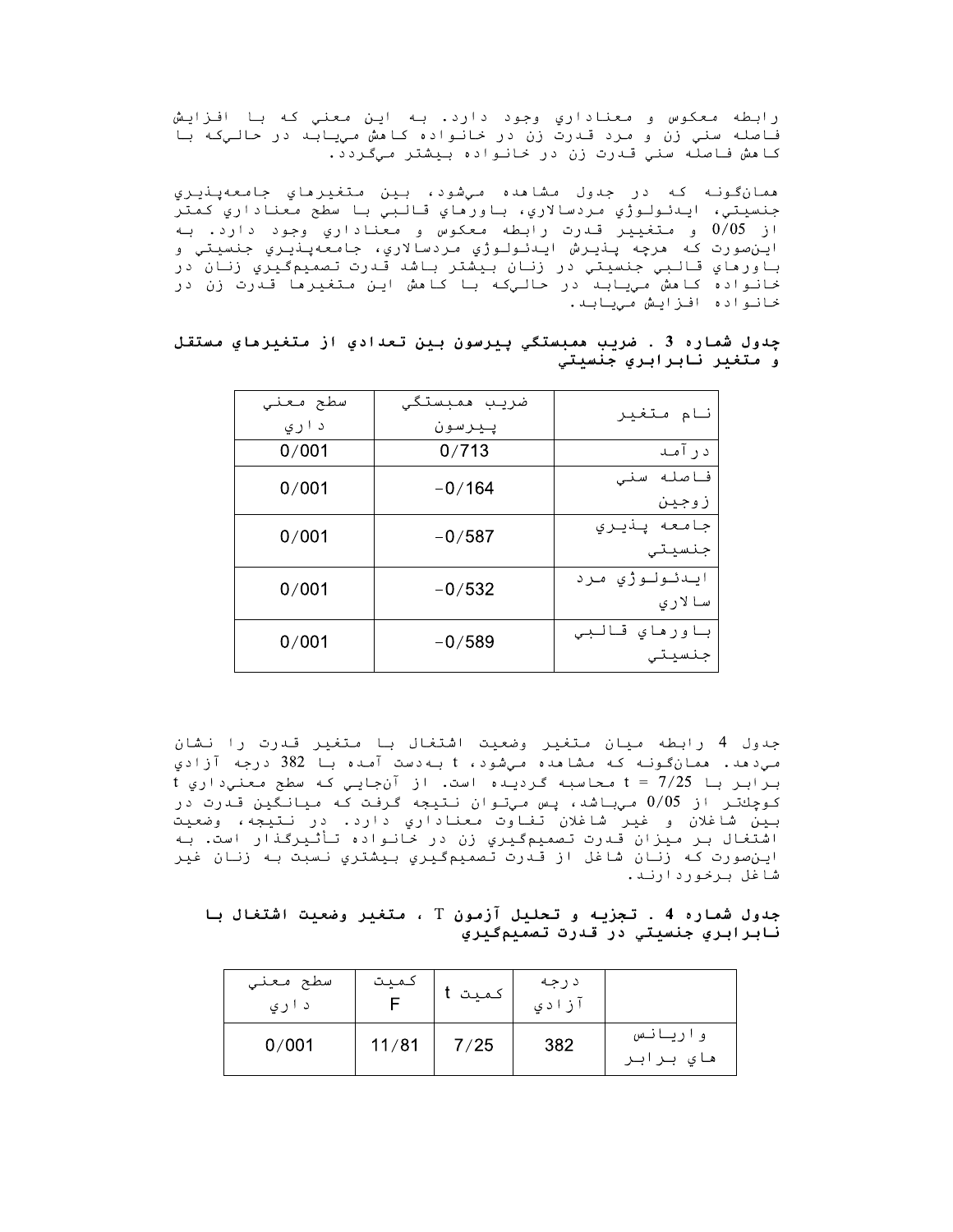رابطه معكوس و معناداري وجود دارد. به اين معني كه با افزايش فاصله سني زن و مرد قدرت زن در خانواده كاهش مي‌يابد در حالي‌كه با كاهش فاصله سني قدرت زن در خانواده بيشتر مي‌گردد.

همان‌گونه كه در جدول مشاهده مي‌شود، بين متغيرهاي جامعه‌پذيري جنسيتي، ايدئولوژي مردسالاري، باورهاي قالبي با سطح معناداري كمتر از 0/05 و متغيير قدرت رابطه معكوس و معناداري وجود دارد. به اين‌صورت كه هرچه پذيرش ايدئولوژي مردسالاري، جامعه‌پذيري جنسيتي و باورهاي قالبي جنسيتي در زنان بيشتر باشد قدرت تصميم‌گيري زنان در خانواده كاهش مي‌يابد در حالي‌كه با كاهش اين متغيرها قدرت زن در خانواده افزايش مي‌يابد.

**جدول شماره 3 . ضريب همبستگي پيرسون بين تعدادي از متغيرهاي مستقل و متغير نابرابري جنسيتي**

| نام متغير | ضريب همبستگي پيرسون | سطح معني داري |
|---|---|---|
| درآمد | 0/713 | 0/001 |
| فاصله سني زوجين | -0/164 | 0/001 |
| جامعه پذيري جنسيتي | -0/587 | 0/001 |
| ايدئولوژي مرد سالاري | -0/532 | 0/001 |
| باورهاي قالبي جنسيتي | -0/589 | 0/001 |

جدول 4 رابطه ميان متغير وضعيت اشتغال با متغير قدرت را نشان مي‌دهد. همان‌گونه كه مشاهده مي‌شود، t به‌دست آمده با 382 درجه آزادي برابر با t = 7/25 محاسبه گرديده است. از آن‌جايي كه سطح معني‌داري t كوچك‌تر از 0/05 مي‌باشد، پس مي‌توان نتيجه گرفت كه ميانگين قدرت در بين شاغلان و غير شاغلان تفاوت معناداري دارد. در نتيجه، وضعيت اشتغال بر ميزان قدرت تصميم‌گيري زن در خانواده تأثيرگذار است. به اين‌صورت كه زنان شاغل از قدرت تصميم‌گيري بيشتري نسبت به زنان غير شاغل برخوردارند.

**جدول شماره 4 . تجزيه و تحليل آزمون T ، متغير وضعيت اشتغال با نابرابري جنسيتي در قدرت تصميم‌گيري**

| | درجه آزادي | كميت t | كميت F | سطح معني داري |
|---|---|---|---|---|
| واريانس هاي برابر | 382 | 7/25 | 11/81 | 0/001 |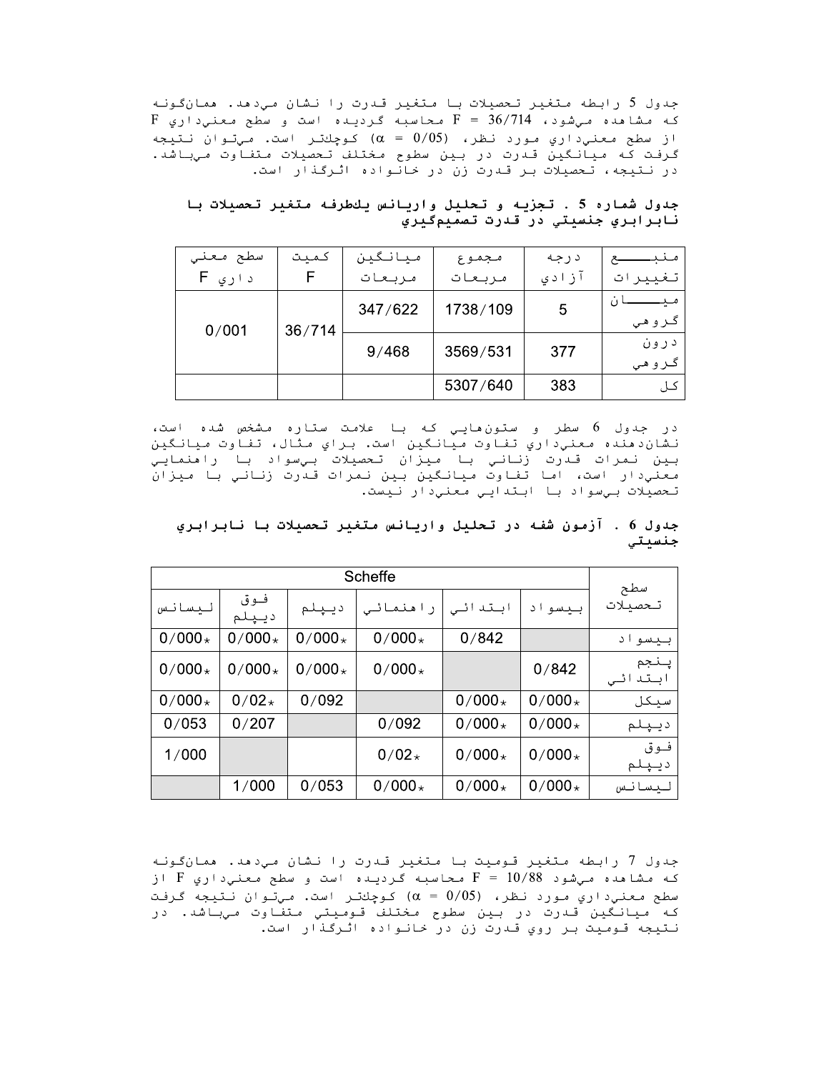جدول 5 رابطه متغير تحصيلات با متغير قدرت را نشان مي‌دهد. همان‌گونه كه مشاهده مي‌شود، F = 36/714 محاسبه گرديده است و سطح معني‌داري F از سطح معني‌داري مورد نظر، (α = 0/05) كوچك‌تر است. مي‌توان نتيجه گرفت كه ميانگين قدرت در بين سطوح مختلف تحصيلات متفاوت مي‌باشد. در نتيجه، تحصيلات بر قدرت زن در خانواده اثرگذار است.

**جدول شماره 5 . تجزيه و تحليل واريانس يك‌طرفه متغير تحصيلات با نابرابري جنسيتي در قدرت تصميم‌گيري**

| منبع تغييرات | درجه آزادي | مجموع مربعات | ميانگين مربعات | كميت F | سطح معني داري F |
|---|---|---|---|---|---|
| ميان گروهي | 5 | 1738/109 | 347/622 | 36/714 | 0/001 |
| درون گروهي | 377 | 3569/531 | 9/468 | | |
| كل | 383 | 5307/640 | | | |

در جدول 6 سطر و ستون‌هايي كه با علامت ستاره مشخص شده است، نشان‌دهنده معني‌داري تفاوت ميانگين است. براي مثال، تفاوت ميانگين بين نمرات قدرت زناني با ميزان تحصيلات بي‌سواد با راهنمايي معني‌دار است، اما تفاوت ميانگين بين نمرات قدرت زناني با ميزان تحصيلات بي‌سواد با ابتدايي معني‌دار نيست.

**جدول 6 . آزمون شفه در تحليل واريانس متغير تحصيلات با نابرابري جنسيتي**

| سطح تحصيلات | Scheffe | | | | | |
|---|---|---|---|---|---|---|
| | بيسواد | ابتدائي | راهنمائي | ديپلم | فوق ديپلم | ليسانس |
| بيسواد | | 0/842 | 0/000* | 0/000* | 0/000* | 0/000* |
| پنجم ابتدائي | 0/842 | | 0/000* | 0/000* | 0/000* | 0/000* |
| سيكل | 0/000* | 0/000* | | 0/092 | 0/02* | 0/000* |
| ديپلم | 0/000* | 0/000* | 0/092 | | 0/207 | 0/053 |
| فوق ديپلم | 0/000* | 0/000* | 0/02* | | | 1/000 |
| ليسانس | 0/000* | 0/000* | 0/000* | 0/053 | 1/000 | |

جدول 7 رابطه متغير قوميت با متغير قدرت را نشان مي‌دهد. همان‌گونه كه مشاهده مي‌شود F = 10/88 محاسبه گرديده است و سطح معني‌داري F از سطح معني‌داري مورد نظر، (α = 0/05) كوچك‌تر است. مي‌توان نتيجه گرفت كه ميانگين قدرت در بين سطوح مختلف قوميتي متفاوت مي‌باشد. در نتيجه قوميت بر روي قدرت زن در خانواده اثرگذار است.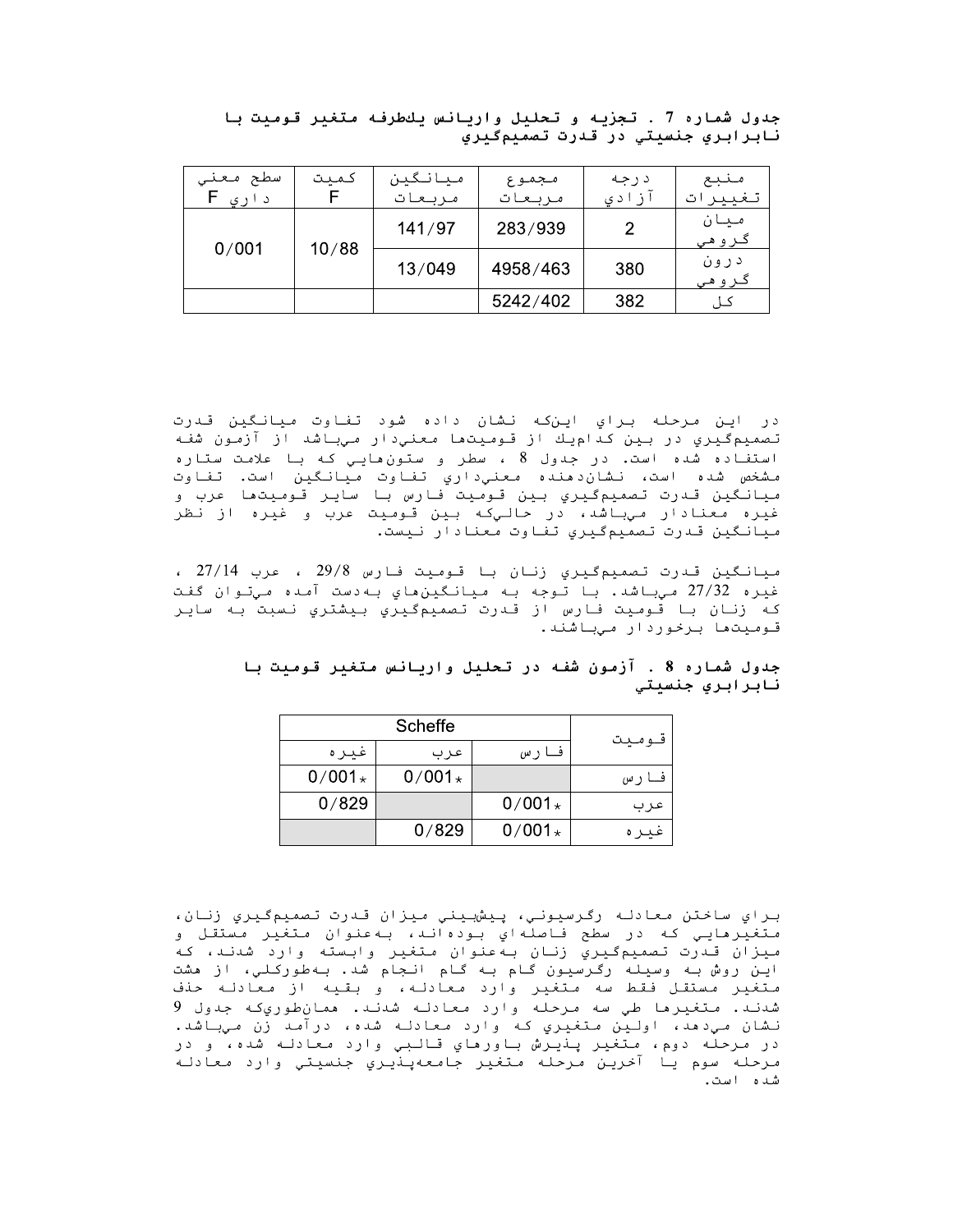**جدول شماره 7 . تجزيه و تحليل واريانس يكطرفه متغير قوميت با نابرابري جنسيتي در قدرت تصميم‌گيري**

| منبع تغييرات | درجه آزادي | مجموع مربعات | ميانگين مربعات | كميت F | سطح معني داري F |
|---|---|---|---|---|---|
| ميان گروهي | 2 | 283/939 | 141/97 | 10/88 | 0/001 |
| درون گروهي | 380 | 4958/463 | 13/049 | | |
| كل | 382 | 5242/402 | | | |

در اين مرحله براي اين‌كه نشان داده شود تفاوت ميانگين قدرت تصميم‌گيري در بين كداميك از قوميت‌ها معني‌دار مي‌باشد از آزمون شفه استفاده شده است. در جدول 8 ، سطر و ستون‌هايي كه با علامت ستاره مشخص شده است، نشان‌دهنده معني‌داري تفاوت ميانگين است. تفاوت ميانگين قدرت تصميم‌گيري بين قوميت فارس با ساير قوميت‌ها عرب و غيره معنادار مي‌باشد، در حالي‌كه بين قوميت عرب و غيره از نظر ميانگين قدرت تصميم‌گيري تفاوت معنادار نيست.

ميانگين قدرت تصميم‌گيري زنان با قوميت فارس 29/8 ، عرب 27/14 ، غيره 27/32 مي‌باشد. با توجه به ميانگين‌هاي به‌دست آمده مي‌توان گفت كه زنان با قوميت فارس از قدرت تصميم‌گيري بيشتري نسبت به ساير قوميت‌ها برخوردار مي‌باشند.

**جدول شماره 8 . آزمون شفه در تحليل واريانس متغير قوميت با نابرابري جنسيتي**

| قوميت | Scheffe | | |
|---|---|---|---|
| | فارس | عرب | غيره |
| فارس | | 0/001* | 0/001* |
| عرب | 0/001* | | 0/829 |
| غيره | 0/001* | 0/829 | |

براي ساختن معادله رگرسيوني، پيش‌بيني ميزان قدرت تصميم‌گيري زنان، متغيرهايي كه در سطح فاصله‌اي بوده‌اند، به‌عنوان متغير مستقل و ميزان قدرت تصميم‌گيري زنان به‌عنوان متغير وابسته وارد شدند، كه اين روش به وسيله رگرسيون گام به گام انجام شد. به‌طوركلي، از هشت متغير مستقل فقط سه متغير وارد معادله، و بقيه از معادله حذف شدند. متغيرها طي سه مرحله وارد معادله شدند. همان‌طوري‌كه جدول 9 نشان مي‌دهد، اولين متغيري كه وارد معادله شده، درآمد زن مي‌باشد. در مرحله دوم، متغير پذيرش باورهاي قالبي وارد معادله شده، و در مرحله سوم يا آخرين مرحله متغير جامعه‌پذيري جنسيتي وارد معادله شده است.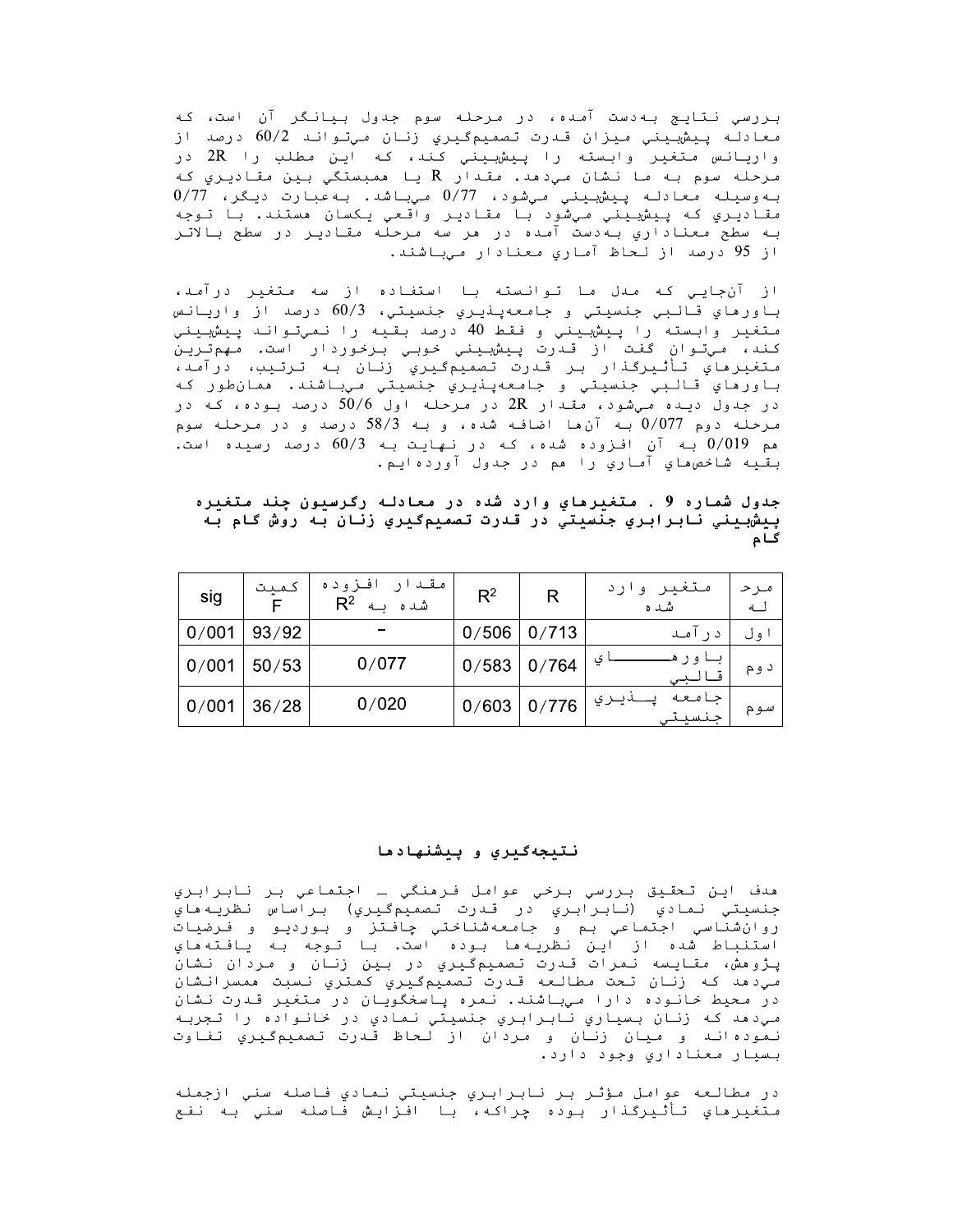بررسي نتايج به‌دست آمده، در مرحله سوم جدول بيانگر آن است، كه معادله پيش‌بيني ميزان قدرت تصميم‌گيري زنان مي‌تواند 60/2 درصد از واريانس متغير وابسته را پيش‌بيني كند، كه اين مطلب را 2R در مرحله سوم به ما نشان مي‌دهد. مقدار R يا همبستگي بين مقاديري كه به‌وسيله معادله پيش‌بيني مي‌شود، 0/77 مي‌باشد. به‌عبارت ديگر، 0/77 مقاديري كه پيش‌بيني مي‌شود با مقادير واقعي يكسان هستند. با توجه به سطح معناداري به‌دست آمده در هر سه مرحله مقادير در سطح بالاتر از 95 درصد از لحاظ آماري معنادار مي‌باشند.

از آن‌جايي كه مدل ما توانسته با استفاده از سه متغير درآمد، باورهاي قالبي جنسيتي و جامعه‌پذيري جنسيتي، 60/3 درصد از واريانس متغير وابسته را پيش‌بيني و فقط 40 درصد بقيه را نمي‌تواند پيش‌بيني كند، مي‌توان گفت از قدرت پيش‌بيني خوبي برخوردار است. مهم‌ترين متغيرهاي تأثيرگذار بر قدرت تصميم‌گيري زنان به ترتيب، درآمد، باورهاي قالبي جنسيتي و جامعه‌پذيري جنسيتي مي‌باشند. همان‌طور كه در جدول ديده مي‌شود، مقدار 2R در مرحله اول 50/6 درصد بوده، كه در مرحله دوم 0/077 به آن‌ها اضافه شده، و به 58/3 درصد و در مرحله سوم هم 0/019 به آن افزوده شده، كه در نهايت به 60/3 درصد رسيده است. بقيه شاخص‌هاي آماري را هم در جدول آورده‌ايم.

**جدول شماره 9 . متغيرهاي وارد شده در معادله رگرسيون چند متغيره پيش‌بيني نابرابري جنسيتي در قدرت تصميم‌گيري زنان به روش گام به گام**

| مرحله | متغير وارد شده | R | $R^2$ | مقدار افزوده شده به $R^2$ | كميت F | sig |
|---|---|---|---|---|---|---|
| اول | درآمد | 0/713 | 0/506 | – | 93/92 | 0/001 |
| دوم | باورهاي قالبي | 0/764 | 0/583 | 0/077 | 50/53 | 0/001 |
| سوم | جامعه پذيري جنسيتي | 0/776 | 0/603 | 0/020 | 36/28 | 0/001 |

## نتيجه‌گيري و پيشنهادها

هدف اين تحقيق بررسي برخي عوامل فرهنگي – اجتماعي بر نابرابري جنسيتي نمادي (نابرابري در قدرت تصميم‌گيري) براساس نظريه‌هاي روان‌شناسي اجتماعي بم و جامعه‌شناختي چافتز و بورديو و فرضيات استنباط شده از اين نظريه‌ها بوده است. با توجه به يافته‌هاي پژوهش، مقايسه نمرات قدرت تصميم‌گيري در بين زنان و مردان نشان مي‌دهد كه زنان تحت مطالعه قدرت تصميم‌گيري كمتري نسبت همسرانشان در محيط خانواده دارا مي‌باشند. نمره پاسخگويان در متغير قدرت نشان مي‌دهد كه زنان بسياري نابرابري جنسيتي نمادي در خانواده را تجربه نموده‌اند و ميان زنان و مردان از لحاظ قدرت تصميم‌گيري تفاوت بسيار معناداري وجود دارد.

در مطالعه عوامل مؤثر بر نابرابري جنسيتي نمادي فاصله سني ازجمله متغيرهاي تأثيرگذار بوده چراكه، با افزايش فاصله سني به نفع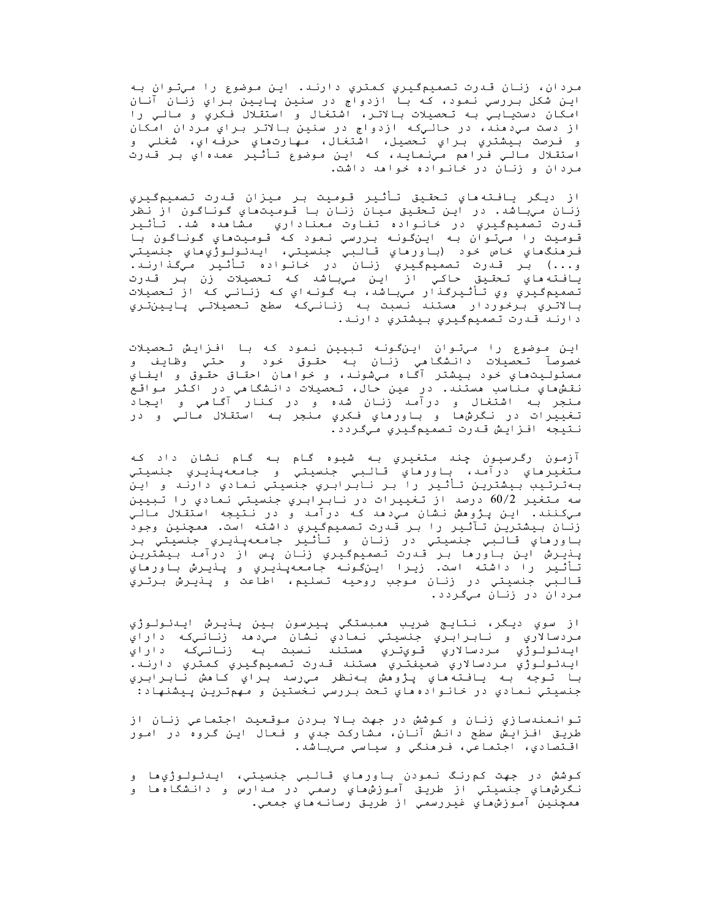مردان، زنان قدرت تصمیم‌گیري کمتري دارند. این موضوع را مي‌توان به این شکل بررسي نمود، که با ازدواج در سنین پایین براي زنان آنان امکان دستیابي به تحصیلات بالاتر، اشتغال و استقلال فکري و مالي را از دست مي‌دهند، در حالي‌که ازدواج در سنین بالاتر براي مردان امکان و فرصت بیشتري براي تحصیل، اشتغال، مهارت‌هاي حرفه‌اي، شغلي و استقلال مالي فراهم مي‌نماید، که این موضوع تأثیر عمده‌اي بر قدرت مردان و زنان در خانواده خواهد داشت.

از دیگر یافته‌هاي تحقیق تأثیر قومیت بر میزان قدرت تصمیم‌گیري زنان مي‌باشد. در این تحقیق میان زنان با قومیت‌هاي گوناگون از نظر قدرت تصمیم‌گیري در خانواده تفاوت معناداري مشاهده شد. تأثیر قومیت را مي‌توان به این‌گونه بررسي نمود که قومیت‌هاي گوناگون با فرهنگ‌هاي خاص خود (باورهاي قالبي جنسیتي، ایدئولوژي‌هاي جنسیتي و...) بر قدرت تصمیم‌گیري زنان در خانواده تأثیر مي‌گذارند. یافته‌هاي تحقیق حاکي از این مي‌باشد که تحصیلات زن بر قدرت تصمیم‌گیري وي تأثیرگذار مي‌باشد، به گونه‌اي که زناني که از تحصیلات بالاتري برخوردار هستند نسبت به زناني‌که سطح تحصیلاتي پایین‌تري دارند قدرت تصمیم‌گیري بیشتري دارند.

این موضوع را مي‌توان این‌گونه تبیین نمود که با افزایش تحصیلات خصوصاً تحصیلات دانشگاهي زنان به حقوق خود و حتي وظایف و مسئولیت‌هاي خود بیشتر آگاه مي‌شوند، و خواهان احقاق حقوق و ایفاي نقش‌هاي مناسب هستند. در عین حال، تحصیلات دانشگاهي در اکثر مواقع منجر به اشتغال و درآمد زنان شده و در کنار آگاهي و ایجاد تغییرات در نگرش‌ها و باورهاي فکري منجر به استقلال مالي و در نتیجه افزایش قدرت تصمیم‌گیري مي‌گردد.

آزمون رگرسیون چند متغیري به شیوه گام به گام نشان داد که متغیرهاي درآمد، باورهاي قالبي جنسیتي و جامعه‌پذیري جنسیتي به‌ترتیب بیشترین تأثیر را بر نابرابري جنسیتي نمادي دارند و این سه متغیر 60/2 درصد از تغییرات در نابرابري جنسیتي نمادي را تبیین مي‌کنند. این پژوهش نشان مي‌دهد که درآمد و در نتیجه استقلال مالي زنان بیشترین تأثیر را بر قدرت تصمیم‌گیري داشته است. همچنین وجود باورهاي قالبي جنسیتي در زنان و تأثیر جامعه‌پذیري جنسیتي بر پذیرش این باورها بر قدرت تصمیم‌گیري زنان پس از درآمد بیشترین تأثیر را داشته است. زیرا این‌گونه جامعه‌پذیري و پذیرش باورهاي قالبي جنسیتي در زنان موجب روحیه تسلیم، اطاعت و پذیرش برتري مردان در زنان مي‌گردد.

از سوي دیگر، نتایج ضریب همبستگي پیرسون بین پذیرش ایدئولوژي مردسالاري و نابرابري جنسیتي نمادي نشان مي‌دهد زناني‌که داراي ایدئولوژي مردسالاري قوي‌تري هستند نسبت به زناني‌که داراي ایدئولوژي مردسالاري ضعیف‌تري هستند قدرت تصمیم‌گیري کمتري دارند. با توجه به یافته‌هاي پژوهش به‌نظر مي‌رسد براي کاهش نابرابري جنسیتي نمادي در خانواده‌هاي تحت بررسي نخستین و مهم‌ترین پیشنهاد:

توانمندسازي زنان و کوشش در جهت بالا بردن موقعیت اجتماعي زنان از طریق افزایش سطح دانش آنان، مشارکت جدي و فعال این گروه در امور اقتصادي، اجتماعي، فرهنگي و سیاسي مي‌باشد.

کوشش در جهت کمرنگ نمودن باورهاي قالبي جنسیتي، ایدئولوژي‌ها و نگرش‌هاي جنسیتي از طریق آموزش‌هاي رسمي در مدارس و دانشگاه‌ها و همچنین آموزش‌هاي غیررسمي از طریق رسانه‌هاي جمعي.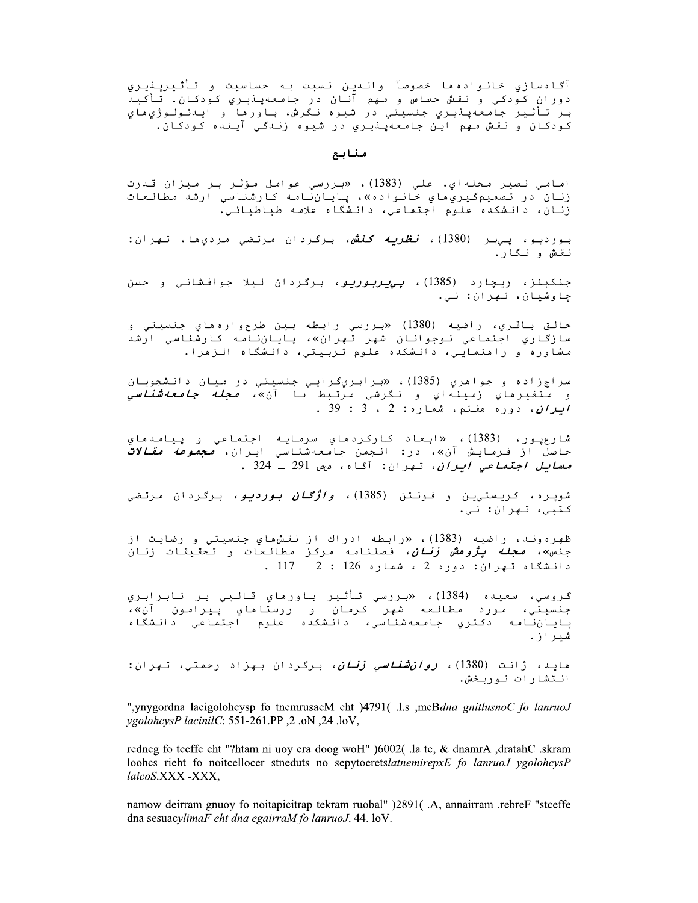آگاه‌سازي خانواده‌ها خصوصاً والدين نسبت به حساسيت و تأثيرپذيري دوران كودكي و نقش حساس و مهم آنان در جامعه‌پذيري كودكان. تأكيد بر تأثير جامعه‌پذيري جنسيتي در شيوه نگرش، باورها و ايدئولوژي‌هاي كودكان و نقش مهم اين جامعه‌پذيري در شيوه زندگي آينده كودكان.

## منابع

امامي نصير محله‌اي، علي (1383)، «بررسي عوامل مؤثر بر ميزان قدرت زنان در تصميم‌گيري‌هاي خانواده»، پايان‌نامه كارشناسي ارشد مطالعات زنان، دانشكده علوم اجتماعي، دانشگاه علامه طباطبائي.

بورديو، پير (1380)، ***نظريه كنش***، برگردان مرتضي مرديها، تهران: نقش و نگار.

جنكينز، ريچارد (1385)، ***پيربورديو***، برگردان ليلا جوافشاني و حسن چاوشيان، تهران: ني.

خالق باقري، راضيه (1380) «بررسي رابطه بين طرحواره‌هاي جنسيتي و سازگاري اجتماعي نوجوانان شهر تهران»، پايان‌نامه كارشناسي ارشد مشاوره و راهنمايي، دانشكده علوم تربيتي، دانشگاه الزهرا.

سراج‌زاده و جواهري (1385)، «برابري‌گرايي جنسيتي در ميان دانشجويان و متغيرهاي زمينه‌اي و نگرشي مرتبط با آن»، ***مجله جامعه‌شناسي ايران***، دوره هفتم، شماره: 2 ، 3 : 39 .

شارع‌پور، (1383)، «ابعاد كاركردهاي سرمايه اجتماعي و پيامدهاي حاصل از فرمايش آن»، در: انجمن جامعه‌شناسي ايران، ***مجموعه مقالات مسايل اجتماعي ايران***، تهران: آگاه، صص 291 ـ 324 .

شويره، كريستين و فونتن (1385)، ***واژگان بورديو***، برگردان مرتضي كتبي، تهران: ني.

ظهره‌وند، راضيه (1383)، «رابطه ادراك از نقش‌هاي جنسيتي و رضايت از جنس»، ***مجله پژوهش زنان***، فصلنامه مركز مطالعات و تحقيقات زنان دانشگاه تهران: دوره 2 ، شماره 126 : 2 ـ 117 .

گروسي، سعيده (1384)، «بررسي تأثير باورهاي قالبي بر نابرابري جنسيتي، مورد مطالعه شهر كرمان و روستاهاي پيرامون آن»، پايان‌نامه دكتري جامعه‌شناسي، دانشكده علوم اجتماعي دانشگاه شيراز.

هايد، ژانت (1380)، ***روان‌شناسي زنان***، برگردان بهزاد رحمتي، تهران: انتشارات نوربخش.

",ynygordna lacigolohcysp fo tnemrusaeM eht )4791( .l.s ,meB*dna gnitlusnoC fo lanruoJ ygolohcysP lacinilC*: 551-261.PP ,2 .oN ,24 .loV,

redneg fo tceffe eht "?htam ni uoy era doog woH" )6002( .la te, & dnamrA ,dratahC .skram loohcs rieht fo noitcellocer stneduts no sepytoerets*latnemirepxE fo lanruoJ ygolohcysP laicoS*.XXX -XXX,

namow deirram gnuoy fo noitapicitrap tekram ruobal" )2891( .A, annairram .rebreF "stceffe dna sesuac*ylimaF eht dna egairraM fo lanruoJ*. 44. loV.